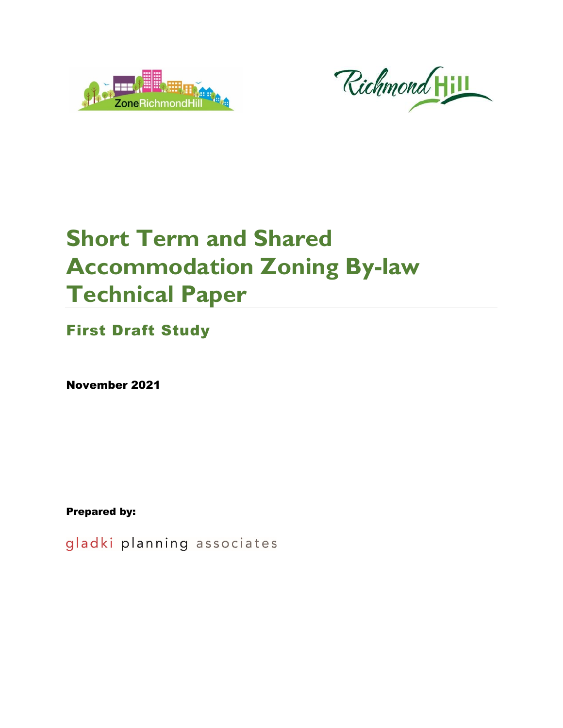# Short Term and Shared Accommodation Zoning By-law Technical Paper

## First Draft Study

**November 2021**

**Prepared by:**

gladki planning associates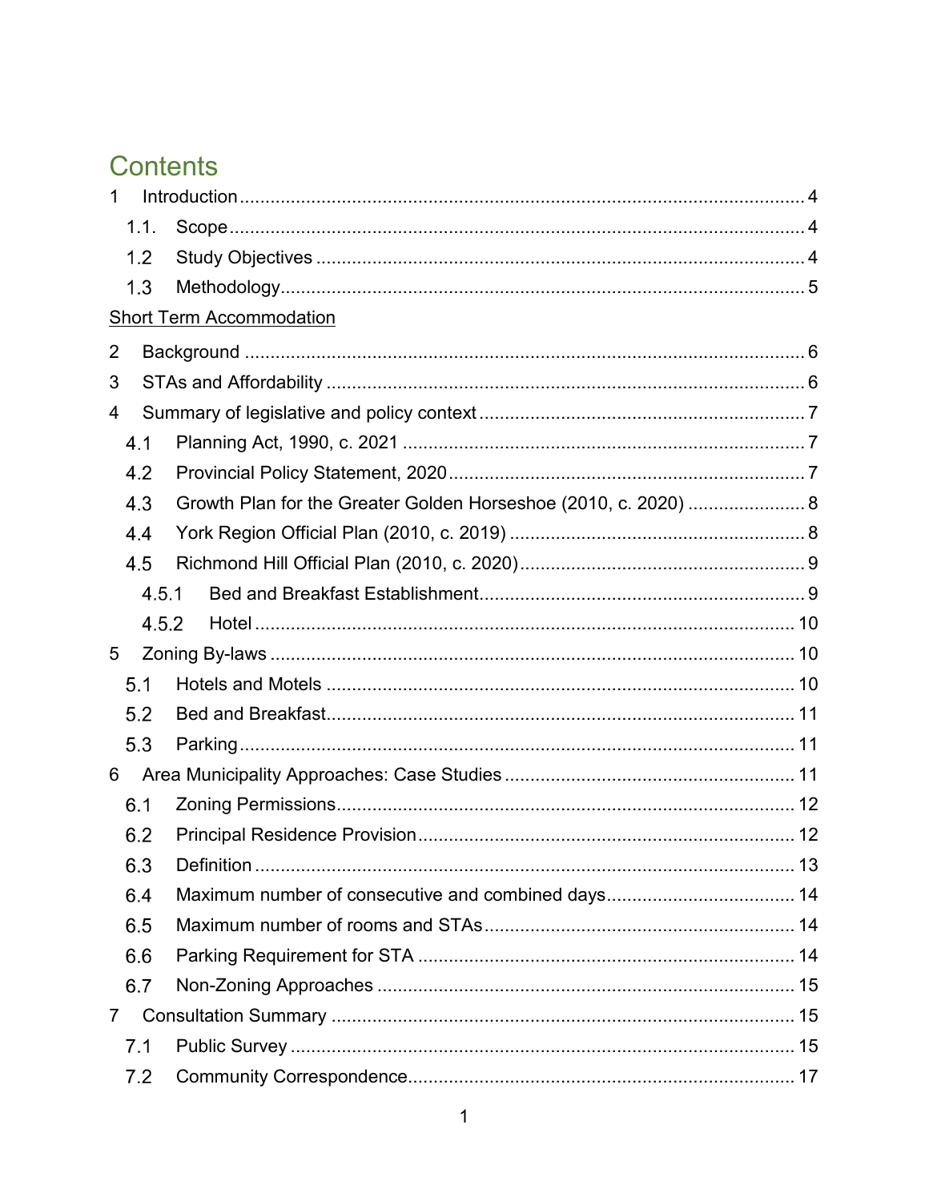# Contents

1 Introduction ..... 4

  1.1. Scope ..... 4

  1.2 Study Objectives ..... 4

  1.3 Methodology ..... 5

Short Term Accommodation

2 Background ..... 6

3 STAs and Affordability ..... 6

4 Summary of legislative and policy context ..... 7

  4.1 Planning Act, 1990, c. 2021 ..... 7

  4.2 Provincial Policy Statement, 2020 ..... 7

  4.3 Growth Plan for the Greater Golden Horseshoe (2010, c. 2020) ..... 8

  4.4 York Region Official Plan (2010, c. 2019) ..... 8

  4.5 Richmond Hill Official Plan (2010, c. 2020) ..... 9

    4.5.1 Bed and Breakfast Establishment ..... 9

    4.5.2 Hotel ..... 10

5 Zoning By-laws ..... 10

  5.1 Hotels and Motels ..... 10

  5.2 Bed and Breakfast ..... 11

  5.3 Parking ..... 11

6 Area Municipality Approaches: Case Studies ..... 11

  6.1 Zoning Permissions ..... 12

  6.2 Principal Residence Provision ..... 12

  6.3 Definition ..... 13

  6.4 Maximum number of consecutive and combined days ..... 14

  6.5 Maximum number of rooms and STAs ..... 14

  6.6 Parking Requirement for STA ..... 14

  6.7 Non-Zoning Approaches ..... 15

7 Consultation Summary ..... 15

  7.1 Public Survey ..... 15

  7.2 Community Correspondence ..... 17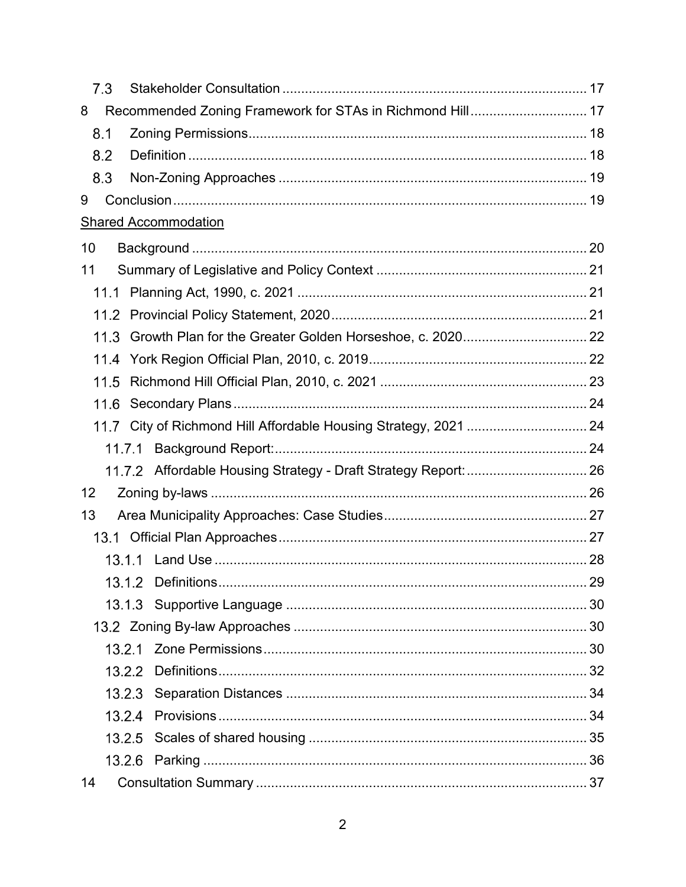- 7.3 Stakeholder Consultation ..... 17
- 8 Recommended Zoning Framework for STAs in Richmond Hill ..... 17
  - 8.1 Zoning Permissions ..... 18
  - 8.2 Definition ..... 18
  - 8.3 Non-Zoning Approaches ..... 19
- 9 Conclusion ..... 19

Shared Accommodation

- 10 Background ..... 20
- 11 Summary of Legislative and Policy Context ..... 21
  - 11.1 Planning Act, 1990, c. 2021 ..... 21
  - 11.2 Provincial Policy Statement, 2020 ..... 21
  - 11.3 Growth Plan for the Greater Golden Horseshoe, c. 2020 ..... 22
  - 11.4 York Region Official Plan, 2010, c. 2019 ..... 22
  - 11.5 Richmond Hill Official Plan, 2010, c. 2021 ..... 23
  - 11.6 Secondary Plans ..... 24
  - 11.7 City of Richmond Hill Affordable Housing Strategy, 2021 ..... 24
    - 11.7.1 Background Report: ..... 24
    - 11.7.2 Affordable Housing Strategy - Draft Strategy Report: ..... 26
- 12 Zoning by-laws ..... 26
- 13 Area Municipality Approaches: Case Studies ..... 27
  - 13.1 Official Plan Approaches ..... 27
    - 13.1.1 Land Use ..... 28
    - 13.1.2 Definitions ..... 29
    - 13.1.3 Supportive Language ..... 30
  - 13.2 Zoning By-law Approaches ..... 30
    - 13.2.1 Zone Permissions ..... 30
    - 13.2.2 Definitions ..... 32
    - 13.2.3 Separation Distances ..... 34
    - 13.2.4 Provisions ..... 34
    - 13.2.5 Scales of shared housing ..... 35
    - 13.2.6 Parking ..... 36
- 14 Consultation Summary ..... 37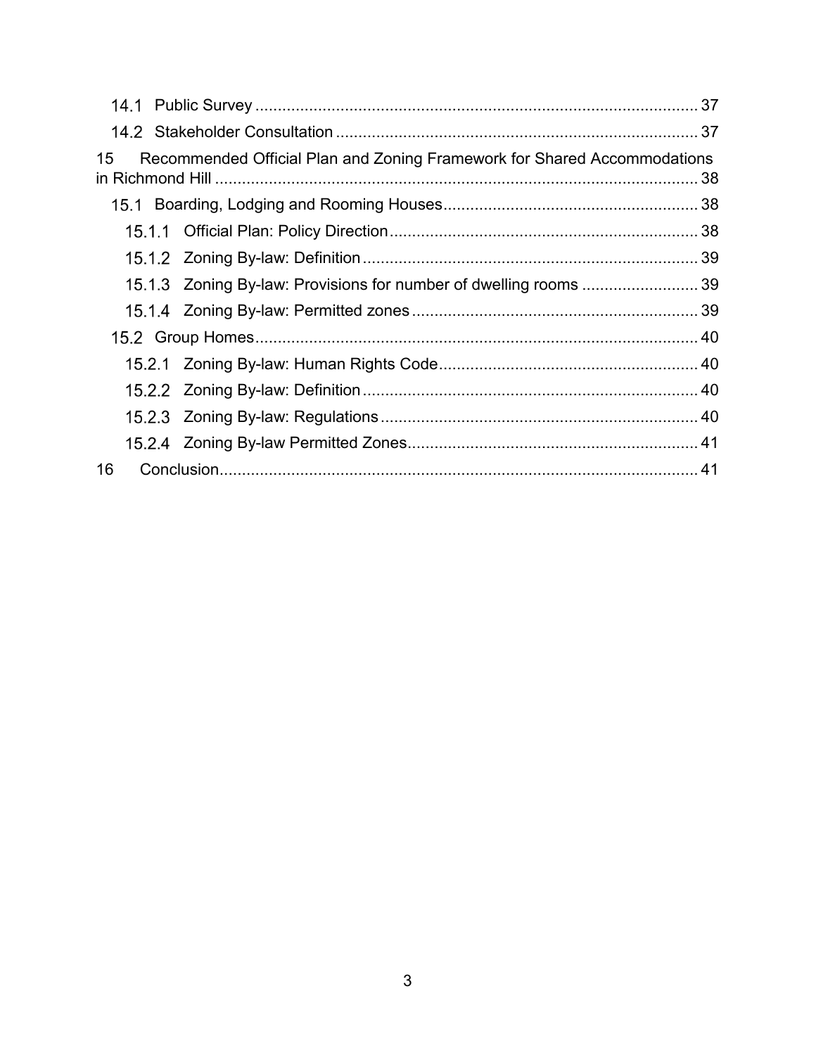14.1 Public Survey ................................................................................................ 37

14.2 Stakeholder Consultation ............................................................................... 37

15 Recommended Official Plan and Zoning Framework for Shared Accommodations in Richmond Hill .......................................................................................................... 38

15.1 Boarding, Lodging and Rooming Houses ........................................................ 38

15.1.1 Official Plan: Policy Direction .................................................................... 38

15.1.2 Zoning By-law: Definition .......................................................................... 39

15.1.3 Zoning By-law: Provisions for number of dwelling rooms .......................... 39

15.1.4 Zoning By-law: Permitted zones ............................................................... 39

15.2 Group Homes .................................................................................................. 40

15.2.1 Zoning By-law: Human Rights Code ......................................................... 40

15.2.2 Zoning By-law: Definition .......................................................................... 40

15.2.3 Zoning By-law: Regulations ...................................................................... 40

15.2.4 Zoning By-law Permitted Zones ................................................................ 41

16 Conclusion .......................................................................................................... 41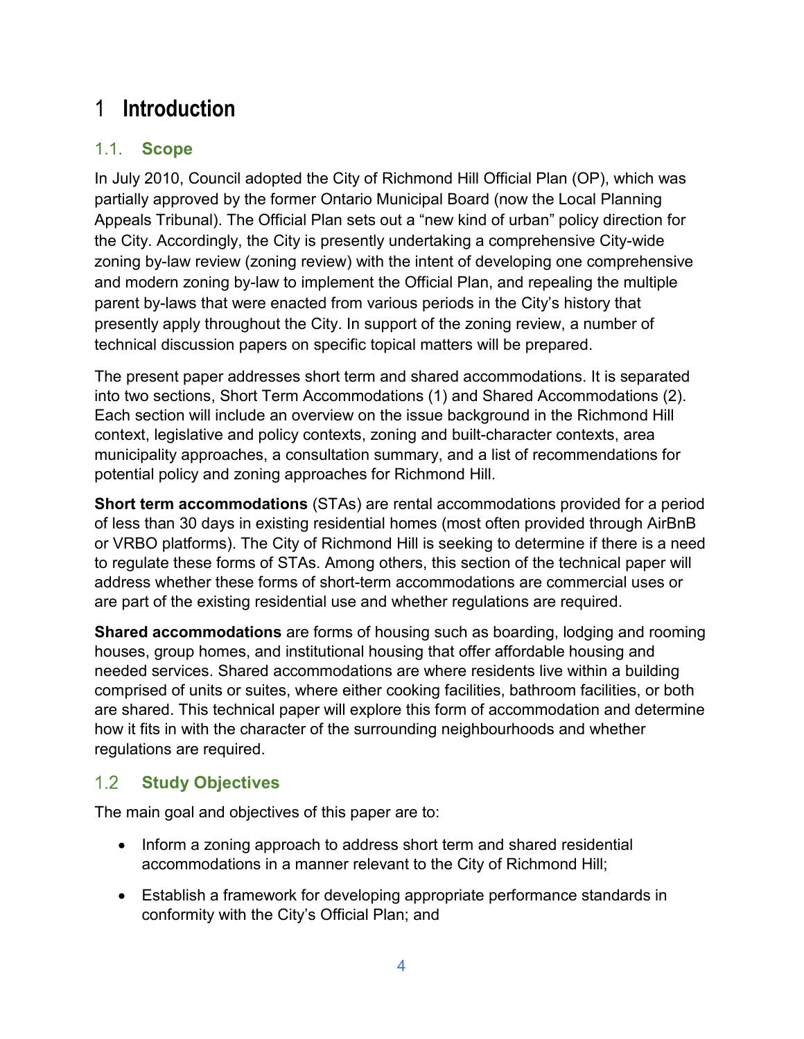# 1 Introduction

## 1.1. Scope

In July 2010, Council adopted the City of Richmond Hill Official Plan (OP), which was partially approved by the former Ontario Municipal Board (now the Local Planning Appeals Tribunal). The Official Plan sets out a "new kind of urban" policy direction for the City. Accordingly, the City is presently undertaking a comprehensive City-wide zoning by-law review (zoning review) with the intent of developing one comprehensive and modern zoning by-law to implement the Official Plan, and repealing the multiple parent by-laws that were enacted from various periods in the City's history that presently apply throughout the City. In support of the zoning review, a number of technical discussion papers on specific topical matters will be prepared.

The present paper addresses short term and shared accommodations. It is separated into two sections, Short Term Accommodations (1) and Shared Accommodations (2). Each section will include an overview on the issue background in the Richmond Hill context, legislative and policy contexts, zoning and built-character contexts, area municipality approaches, a consultation summary, and a list of recommendations for potential policy and zoning approaches for Richmond Hill.

**Short term accommodations** (STAs) are rental accommodations provided for a period of less than 30 days in existing residential homes (most often provided through AirBnB or VRBO platforms). The City of Richmond Hill is seeking to determine if there is a need to regulate these forms of STAs. Among others, this section of the technical paper will address whether these forms of short-term accommodations are commercial uses or are part of the existing residential use and whether regulations are required.

**Shared accommodations** are forms of housing such as boarding, lodging and rooming houses, group homes, and institutional housing that offer affordable housing and needed services. Shared accommodations are where residents live within a building comprised of units or suites, where either cooking facilities, bathroom facilities, or both are shared. This technical paper will explore this form of accommodation and determine how it fits in with the character of the surrounding neighbourhoods and whether regulations are required.

## 1.2 Study Objectives

The main goal and objectives of this paper are to:

- Inform a zoning approach to address short term and shared residential accommodations in a manner relevant to the City of Richmond Hill;
- Establish a framework for developing appropriate performance standards in conformity with the City's Official Plan; and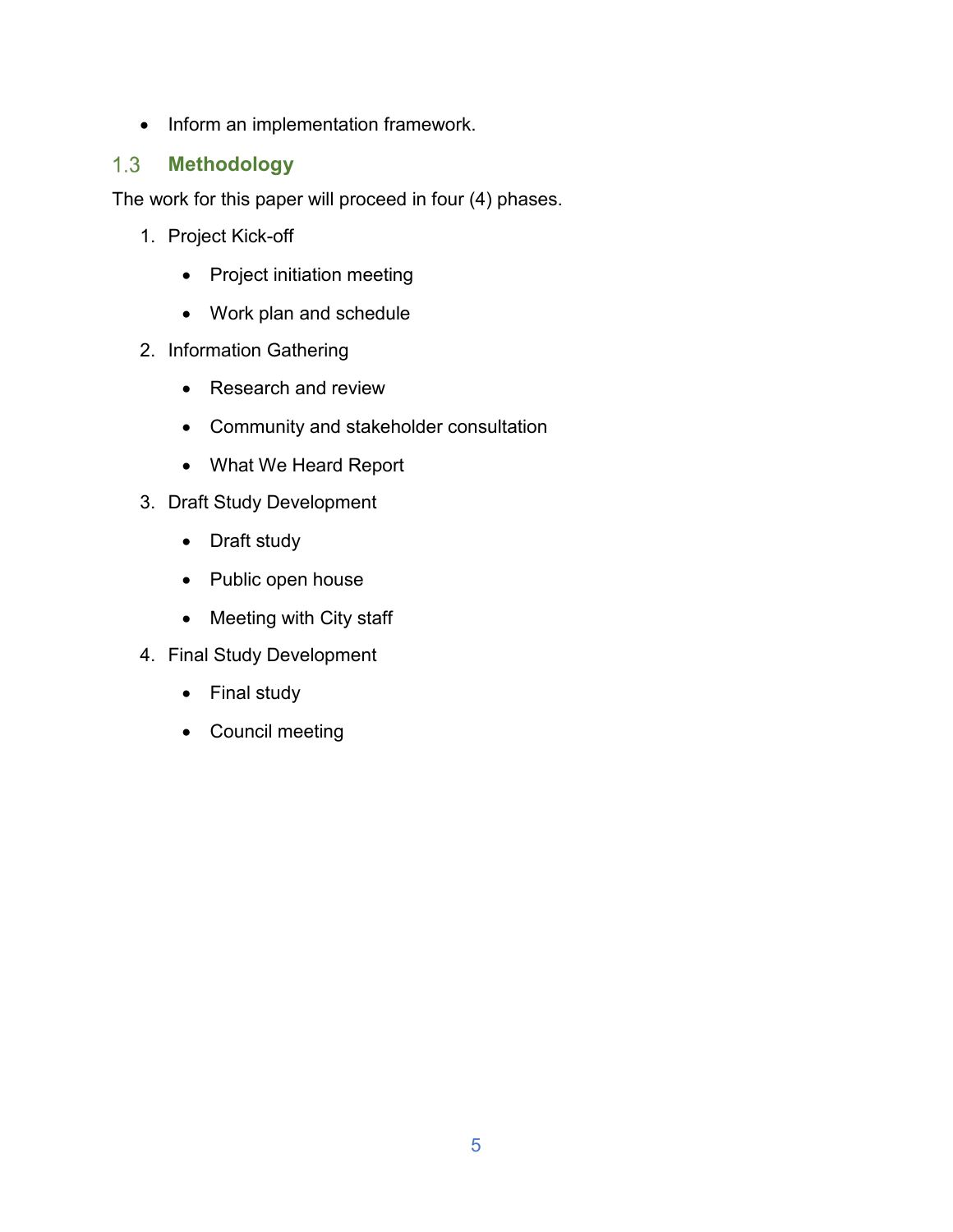- Inform an implementation framework.

## 1.3 Methodology

The work for this paper will proceed in four (4) phases.

1. Project Kick-off
    - Project initiation meeting
    - Work plan and schedule
2. Information Gathering
    - Research and review
    - Community and stakeholder consultation
    - What We Heard Report
3. Draft Study Development
    - Draft study
    - Public open house
    - Meeting with City staff
4. Final Study Development
    - Final study
    - Council meeting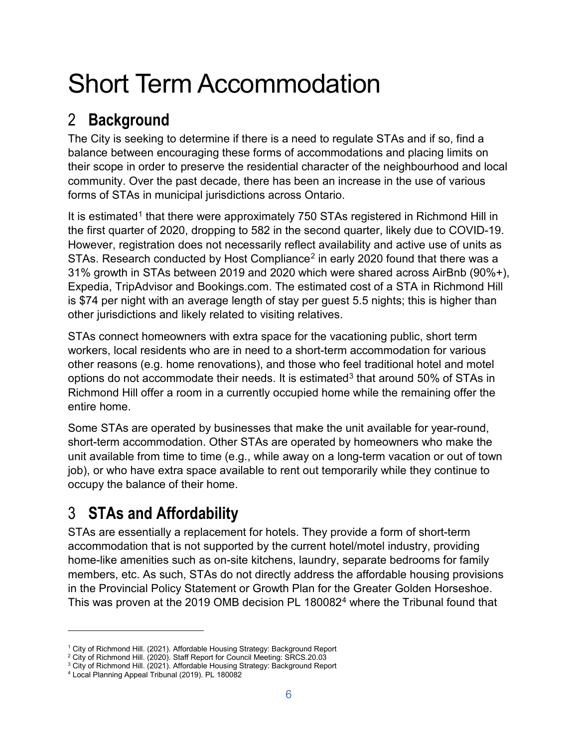# Short Term Accommodation

## 2 Background

The City is seeking to determine if there is a need to regulate STAs and if so, find a balance between encouraging these forms of accommodations and placing limits on their scope in order to preserve the residential character of the neighbourhood and local community. Over the past decade, there has been an increase in the use of various forms of STAs in municipal jurisdictions across Ontario.

It is estimated[1] that there were approximately 750 STAs registered in Richmond Hill in the first quarter of 2020, dropping to 582 in the second quarter, likely due to COVID-19. However, registration does not necessarily reflect availability and active use of units as STAs. Research conducted by Host Compliance[2] in early 2020 found that there was a 31% growth in STAs between 2019 and 2020 which were shared across AirBnb (90%+), Expedia, TripAdvisor and Bookings.com. The estimated cost of a STA in Richmond Hill is $74 per night with an average length of stay per guest 5.5 nights; this is higher than other jurisdictions and likely related to visiting relatives.

STAs connect homeowners with extra space for the vacationing public, short term workers, local residents who are in need to a short-term accommodation for various other reasons (e.g. home renovations), and those who feel traditional hotel and motel options do not accommodate their needs. It is estimated[3] that around 50% of STAs in Richmond Hill offer a room in a currently occupied home while the remaining offer the entire home.

Some STAs are operated by businesses that make the unit available for year-round, short-term accommodation. Other STAs are operated by homeowners who make the unit available from time to time (e.g., while away on a long-term vacation or out of town job), or who have extra space available to rent out temporarily while they continue to occupy the balance of their home.

## 3 STAs and Affordability

STAs are essentially a replacement for hotels. They provide a form of short-term accommodation that is not supported by the current hotel/motel industry, providing home-like amenities such as on-site kitchens, laundry, separate bedrooms for family members, etc. As such, STAs do not directly address the affordable housing provisions in the Provincial Policy Statement or Growth Plan for the Greater Golden Horseshoe. This was proven at the 2019 OMB decision PL 180082[4] where the Tribunal found that

[1] City of Richmond Hill. (2021). Affordable Housing Strategy: Background Report
[2] City of Richmond Hill. (2020). Staff Report for Council Meeting: SRCS.20.03
[3] City of Richmond Hill. (2021). Affordable Housing Strategy: Background Report
[4] Local Planning Appeal Tribunal (2019). PL 180082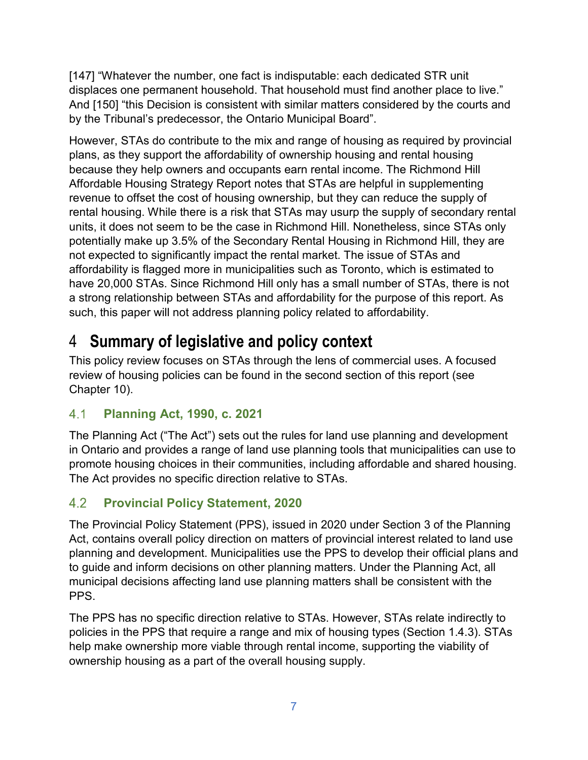[147] “Whatever the number, one fact is indisputable: each dedicated STR unit displaces one permanent household. That household must find another place to live.” And [150] “this Decision is consistent with similar matters considered by the courts and by the Tribunal’s predecessor, the Ontario Municipal Board”.

However, STAs do contribute to the mix and range of housing as required by provincial plans, as they support the affordability of ownership housing and rental housing because they help owners and occupants earn rental income. The Richmond Hill Affordable Housing Strategy Report notes that STAs are helpful in supplementing revenue to offset the cost of housing ownership, but they can reduce the supply of rental housing. While there is a risk that STAs may usurp the supply of secondary rental units, it does not seem to be the case in Richmond Hill. Nonetheless, since STAs only potentially make up 3.5% of the Secondary Rental Housing in Richmond Hill, they are not expected to significantly impact the rental market. The issue of STAs and affordability is flagged more in municipalities such as Toronto, which is estimated to have 20,000 STAs. Since Richmond Hill only has a small number of STAs, there is not a strong relationship between STAs and affordability for the purpose of this report. As such, this paper will not address planning policy related to affordability.

# 4 Summary of legislative and policy context

This policy review focuses on STAs through the lens of commercial uses. A focused review of housing policies can be found in the second section of this report (see Chapter 10).

## 4.1 Planning Act, 1990, c. 2021

The Planning Act (“The Act”) sets out the rules for land use planning and development in Ontario and provides a range of land use planning tools that municipalities can use to promote housing choices in their communities, including affordable and shared housing. The Act provides no specific direction relative to STAs.

## 4.2 Provincial Policy Statement, 2020

The Provincial Policy Statement (PPS), issued in 2020 under Section 3 of the Planning Act, contains overall policy direction on matters of provincial interest related to land use planning and development. Municipalities use the PPS to develop their official plans and to guide and inform decisions on other planning matters. Under the Planning Act, all municipal decisions affecting land use planning matters shall be consistent with the PPS.

The PPS has no specific direction relative to STAs. However, STAs relate indirectly to policies in the PPS that require a range and mix of housing types (Section 1.4.3). STAs help make ownership more viable through rental income, supporting the viability of ownership housing as a part of the overall housing supply.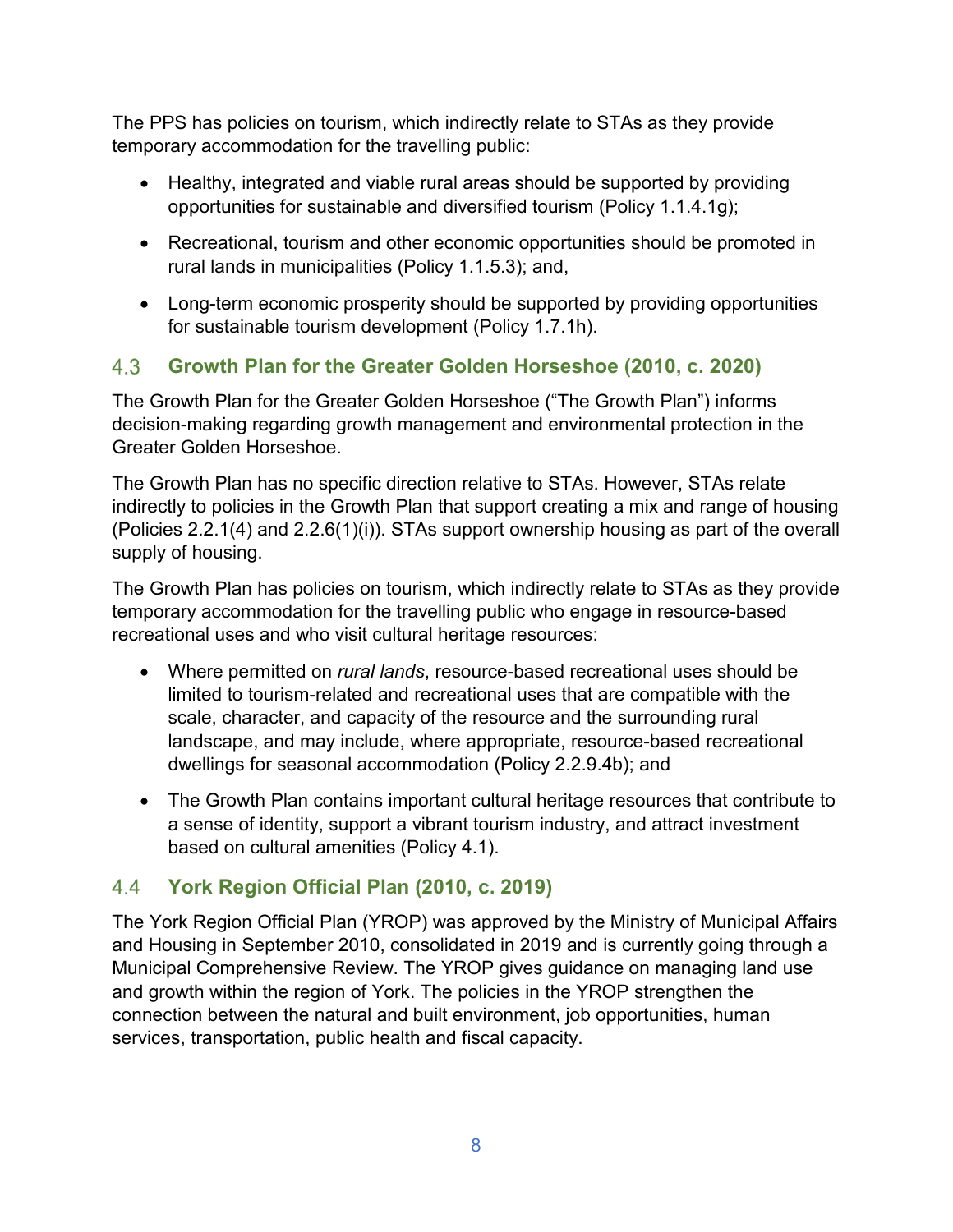The PPS has policies on tourism, which indirectly relate to STAs as they provide temporary accommodation for the travelling public:

- Healthy, integrated and viable rural areas should be supported by providing opportunities for sustainable and diversified tourism (Policy 1.1.4.1g);
- Recreational, tourism and other economic opportunities should be promoted in rural lands in municipalities (Policy 1.1.5.3); and,
- Long-term economic prosperity should be supported by providing opportunities for sustainable tourism development (Policy 1.7.1h).

## 4.3 Growth Plan for the Greater Golden Horseshoe (2010, c. 2020)

The Growth Plan for the Greater Golden Horseshoe ("The Growth Plan") informs decision-making regarding growth management and environmental protection in the Greater Golden Horseshoe.

The Growth Plan has no specific direction relative to STAs. However, STAs relate indirectly to policies in the Growth Plan that support creating a mix and range of housing (Policies 2.2.1(4) and 2.2.6(1)(i)). STAs support ownership housing as part of the overall supply of housing.

The Growth Plan has policies on tourism, which indirectly relate to STAs as they provide temporary accommodation for the travelling public who engage in resource-based recreational uses and who visit cultural heritage resources:

- Where permitted on *rural lands*, resource-based recreational uses should be limited to tourism-related and recreational uses that are compatible with the scale, character, and capacity of the resource and the surrounding rural landscape, and may include, where appropriate, resource-based recreational dwellings for seasonal accommodation (Policy 2.2.9.4b); and
- The Growth Plan contains important cultural heritage resources that contribute to a sense of identity, support a vibrant tourism industry, and attract investment based on cultural amenities (Policy 4.1).

## 4.4 York Region Official Plan (2010, c. 2019)

The York Region Official Plan (YROP) was approved by the Ministry of Municipal Affairs and Housing in September 2010, consolidated in 2019 and is currently going through a Municipal Comprehensive Review. The YROP gives guidance on managing land use and growth within the region of York. The policies in the YROP strengthen the connection between the natural and built environment, job opportunities, human services, transportation, public health and fiscal capacity.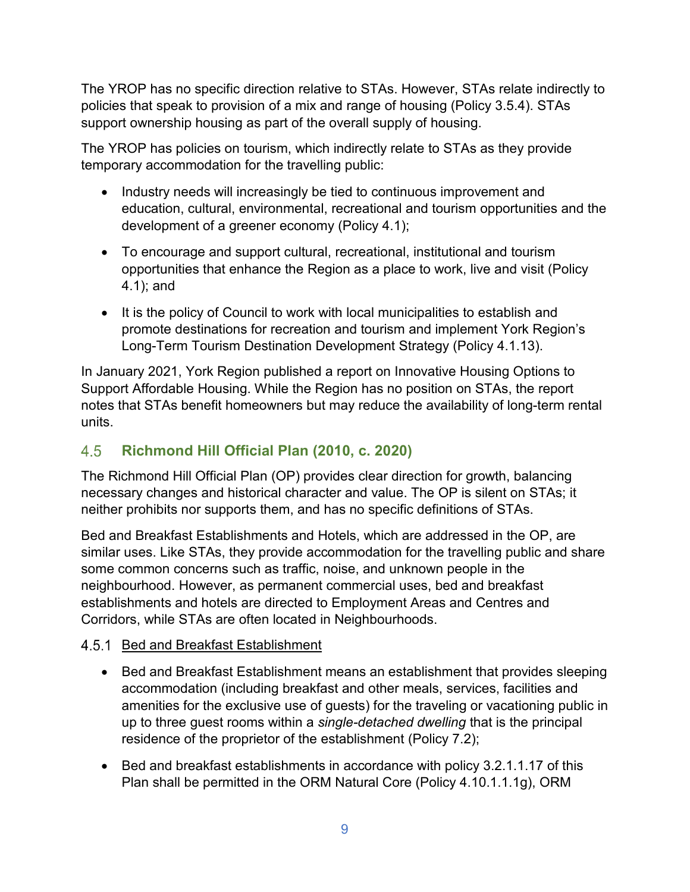The YROP has no specific direction relative to STAs. However, STAs relate indirectly to policies that speak to provision of a mix and range of housing (Policy 3.5.4). STAs support ownership housing as part of the overall supply of housing.

The YROP has policies on tourism, which indirectly relate to STAs as they provide temporary accommodation for the travelling public:

- Industry needs will increasingly be tied to continuous improvement and education, cultural, environmental, recreational and tourism opportunities and the development of a greener economy (Policy 4.1);
- To encourage and support cultural, recreational, institutional and tourism opportunities that enhance the Region as a place to work, live and visit (Policy 4.1); and
- It is the policy of Council to work with local municipalities to establish and promote destinations for recreation and tourism and implement York Region's Long-Term Tourism Destination Development Strategy (Policy 4.1.13).

In January 2021, York Region published a report on Innovative Housing Options to Support Affordable Housing. While the Region has no position on STAs, the report notes that STAs benefit homeowners but may reduce the availability of long-term rental units.

## 4.5 Richmond Hill Official Plan (2010, c. 2020)

The Richmond Hill Official Plan (OP) provides clear direction for growth, balancing necessary changes and historical character and value. The OP is silent on STAs; it neither prohibits nor supports them, and has no specific definitions of STAs.

Bed and Breakfast Establishments and Hotels, which are addressed in the OP, are similar uses. Like STAs, they provide accommodation for the travelling public and share some common concerns such as traffic, noise, and unknown people in the neighbourhood. However, as permanent commercial uses, bed and breakfast establishments and hotels are directed to Employment Areas and Centres and Corridors, while STAs are often located in Neighbourhoods.

### 4.5.1 Bed and Breakfast Establishment

- Bed and Breakfast Establishment means an establishment that provides sleeping accommodation (including breakfast and other meals, services, facilities and amenities for the exclusive use of guests) for the traveling or vacationing public in up to three guest rooms within a *single-detached dwelling* that is the principal residence of the proprietor of the establishment (Policy 7.2);
- Bed and breakfast establishments in accordance with policy 3.2.1.1.17 of this Plan shall be permitted in the ORM Natural Core (Policy 4.10.1.1.1g), ORM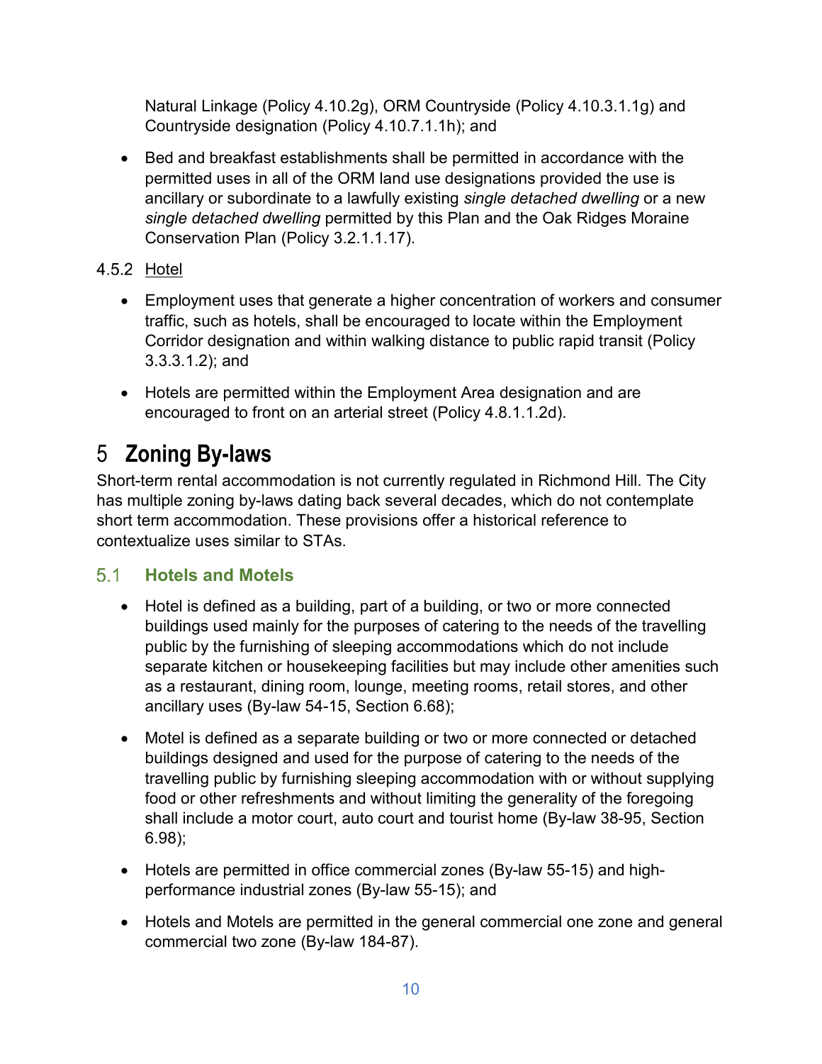Natural Linkage (Policy 4.10.2g), ORM Countryside (Policy 4.10.3.1.1g) and Countryside designation (Policy 4.10.7.1.1h); and

- Bed and breakfast establishments shall be permitted in accordance with the permitted uses in all of the ORM land use designations provided the use is ancillary or subordinate to a lawfully existing *single detached dwelling* or a new *single detached dwelling* permitted by this Plan and the Oak Ridges Moraine Conservation Plan (Policy 3.2.1.1.17).

### 4.5.2 Hotel

- Employment uses that generate a higher concentration of workers and consumer traffic, such as hotels, shall be encouraged to locate within the Employment Corridor designation and within walking distance to public rapid transit (Policy 3.3.3.1.2); and
- Hotels are permitted within the Employment Area designation and are encouraged to front on an arterial street (Policy 4.8.1.1.2d).

# 5 Zoning By-laws

Short-term rental accommodation is not currently regulated in Richmond Hill. The City has multiple zoning by-laws dating back several decades, which do not contemplate short term accommodation. These provisions offer a historical reference to contextualize uses similar to STAs.

## 5.1 Hotels and Motels

- Hotel is defined as a building, part of a building, or two or more connected buildings used mainly for the purposes of catering to the needs of the travelling public by the furnishing of sleeping accommodations which do not include separate kitchen or housekeeping facilities but may include other amenities such as a restaurant, dining room, lounge, meeting rooms, retail stores, and other ancillary uses (By-law 54-15, Section 6.68);
- Motel is defined as a separate building or two or more connected or detached buildings designed and used for the purpose of catering to the needs of the travelling public by furnishing sleeping accommodation with or without supplying food or other refreshments and without limiting the generality of the foregoing shall include a motor court, auto court and tourist home (By-law 38-95, Section 6.98);
- Hotels are permitted in office commercial zones (By-law 55-15) and high-performance industrial zones (By-law 55-15); and
- Hotels and Motels are permitted in the general commercial one zone and general commercial two zone (By-law 184-87).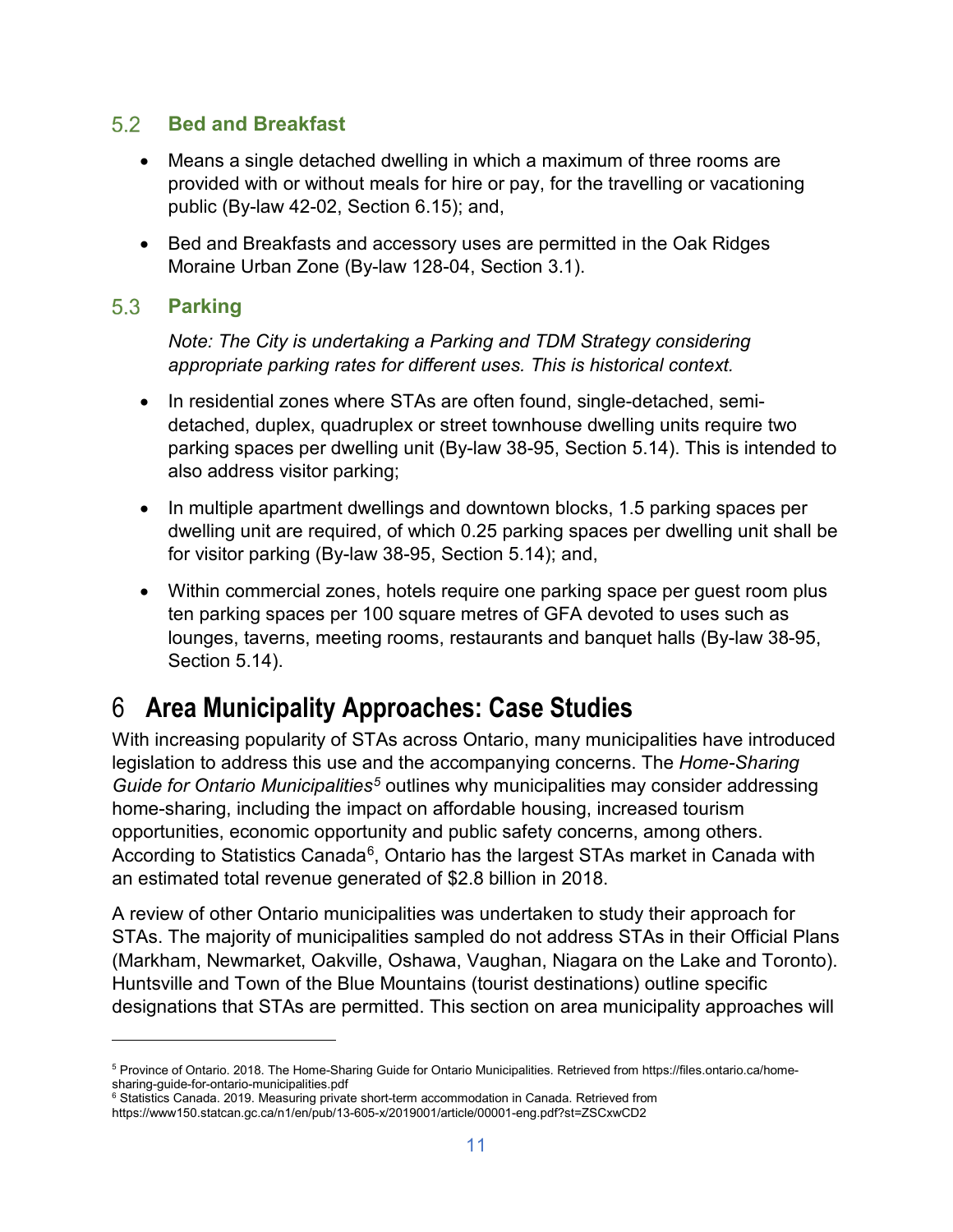### 5.2 Bed and Breakfast

- Means a single detached dwelling in which a maximum of three rooms are provided with or without meals for hire or pay, for the travelling or vacationing public (By-law 42-02, Section 6.15); and,
- Bed and Breakfasts and accessory uses are permitted in the Oak Ridges Moraine Urban Zone (By-law 128-04, Section 3.1).

### 5.3 Parking

*Note: The City is undertaking a Parking and TDM Strategy considering appropriate parking rates for different uses. This is historical context.*

- In residential zones where STAs are often found, single-detached, semi-detached, duplex, quadruplex or street townhouse dwelling units require two parking spaces per dwelling unit (By-law 38-95, Section 5.14). This is intended to also address visitor parking;
- In multiple apartment dwellings and downtown blocks, 1.5 parking spaces per dwelling unit are required, of which 0.25 parking spaces per dwelling unit shall be for visitor parking (By-law 38-95, Section 5.14); and,
- Within commercial zones, hotels require one parking space per guest room plus ten parking spaces per 100 square metres of GFA devoted to uses such as lounges, taverns, meeting rooms, restaurants and banquet halls (By-law 38-95, Section 5.14).

# 6 Area Municipality Approaches: Case Studies

With increasing popularity of STAs across Ontario, many municipalities have introduced legislation to address this use and the accompanying concerns. The *Home-Sharing Guide for Ontario Municipalities*[5] outlines why municipalities may consider addressing home-sharing, including the impact on affordable housing, increased tourism opportunities, economic opportunity and public safety concerns, among others. According to Statistics Canada[6], Ontario has the largest STAs market in Canada with an estimated total revenue generated of $2.8 billion in 2018.

A review of other Ontario municipalities was undertaken to study their approach for STAs. The majority of municipalities sampled do not address STAs in their Official Plans (Markham, Newmarket, Oakville, Oshawa, Vaughan, Niagara on the Lake and Toronto). Huntsville and Town of the Blue Mountains (tourist destinations) outline specific designations that STAs are permitted. This section on area municipality approaches will

---

[5] Province of Ontario. 2018. The Home-Sharing Guide for Ontario Municipalities. Retrieved from https://files.ontario.ca/home-sharing-guide-for-ontario-municipalities.pdf

[6] Statistics Canada. 2019. Measuring private short-term accommodation in Canada. Retrieved from https://www150.statcan.gc.ca/n1/en/pub/13-605-x/2019001/article/00001-eng.pdf?st=ZSCxwCD2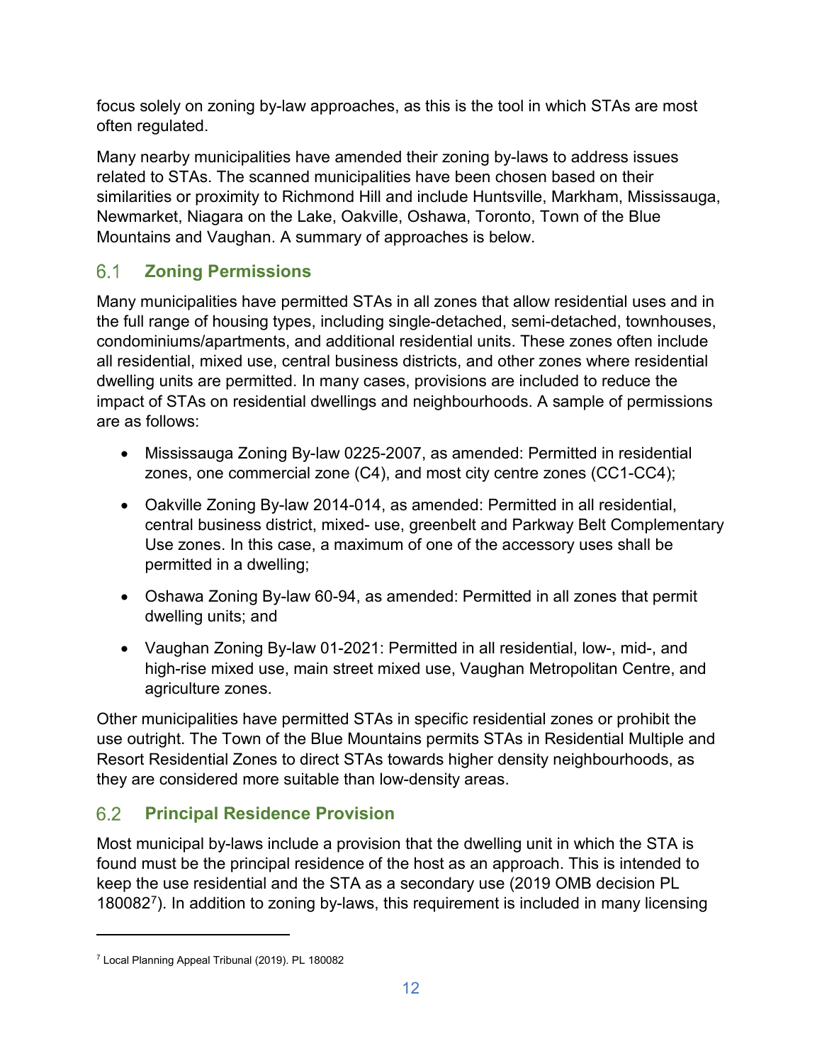focus solely on zoning by-law approaches, as this is the tool in which STAs are most often regulated.

Many nearby municipalities have amended their zoning by-laws to address issues related to STAs. The scanned municipalities have been chosen based on their similarities or proximity to Richmond Hill and include Huntsville, Markham, Mississauga, Newmarket, Niagara on the Lake, Oakville, Oshawa, Toronto, Town of the Blue Mountains and Vaughan. A summary of approaches is below.

## 6.1 Zoning Permissions

Many municipalities have permitted STAs in all zones that allow residential uses and in the full range of housing types, including single-detached, semi-detached, townhouses, condominiums/apartments, and additional residential units. These zones often include all residential, mixed use, central business districts, and other zones where residential dwelling units are permitted. In many cases, provisions are included to reduce the impact of STAs on residential dwellings and neighbourhoods. A sample of permissions are as follows:

- Mississauga Zoning By-law 0225-2007, as amended: Permitted in residential zones, one commercial zone (C4), and most city centre zones (CC1-CC4);
- Oakville Zoning By-law 2014-014, as amended: Permitted in all residential, central business district, mixed- use, greenbelt and Parkway Belt Complementary Use zones. In this case, a maximum of one of the accessory uses shall be permitted in a dwelling;
- Oshawa Zoning By-law 60-94, as amended: Permitted in all zones that permit dwelling units; and
- Vaughan Zoning By-law 01-2021: Permitted in all residential, low-, mid-, and high-rise mixed use, main street mixed use, Vaughan Metropolitan Centre, and agriculture zones.

Other municipalities have permitted STAs in specific residential zones or prohibit the use outright. The Town of the Blue Mountains permits STAs in Residential Multiple and Resort Residential Zones to direct STAs towards higher density neighbourhoods, as they are considered more suitable than low-density areas.

## 6.2 Principal Residence Provision

Most municipal by-laws include a provision that the dwelling unit in which the STA is found must be the principal residence of the host as an approach. This is intended to keep the use residential and the STA as a secondary use (2019 OMB decision PL 180082[7]). In addition to zoning by-laws, this requirement is included in many licensing

[7] Local Planning Appeal Tribunal (2019). PL 180082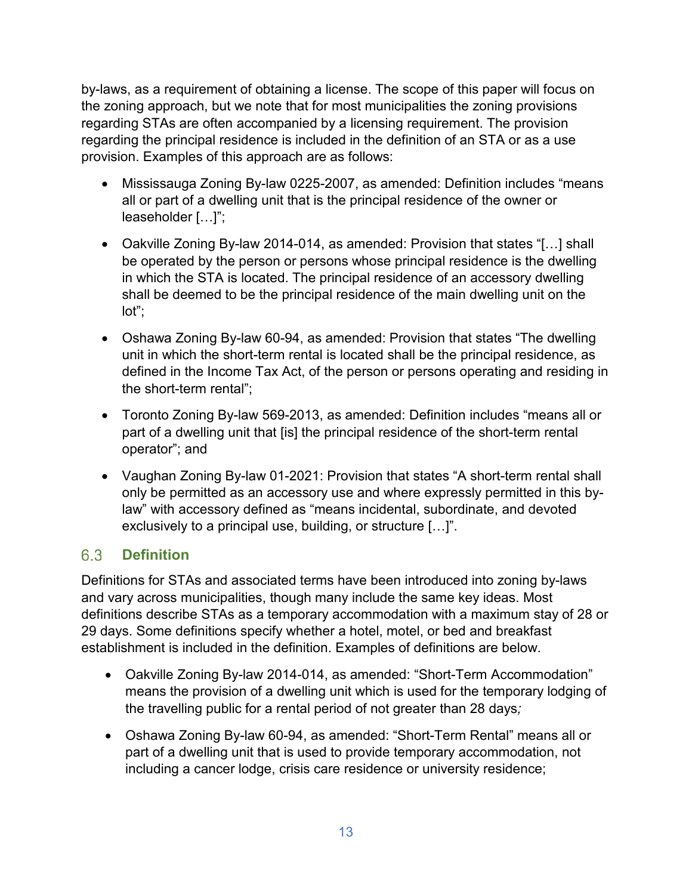by-laws, as a requirement of obtaining a license. The scope of this paper will focus on the zoning approach, but we note that for most municipalities the zoning provisions regarding STAs are often accompanied by a licensing requirement. The provision regarding the principal residence is included in the definition of an STA or as a use provision. Examples of this approach are as follows:

- Mississauga Zoning By-law 0225-2007, as amended: Definition includes "means all or part of a dwelling unit that is the principal residence of the owner or leaseholder […]";
- Oakville Zoning By-law 2014-014, as amended: Provision that states "[…] shall be operated by the person or persons whose principal residence is the dwelling in which the STA is located. The principal residence of an accessory dwelling shall be deemed to be the principal residence of the main dwelling unit on the lot";
- Oshawa Zoning By-law 60-94, as amended: Provision that states "The dwelling unit in which the short-term rental is located shall be the principal residence, as defined in the Income Tax Act, of the person or persons operating and residing in the short-term rental";
- Toronto Zoning By-law 569-2013, as amended: Definition includes "means all or part of a dwelling unit that [is] the principal residence of the short-term rental operator"; and
- Vaughan Zoning By-law 01-2021: Provision that states "A short-term rental shall only be permitted as an accessory use and where expressly permitted in this by-law" with accessory defined as "means incidental, subordinate, and devoted exclusively to a principal use, building, or structure […]".

## 6.3 Definition

Definitions for STAs and associated terms have been introduced into zoning by-laws and vary across municipalities, though many include the same key ideas. Most definitions describe STAs as a temporary accommodation with a maximum stay of 28 or 29 days. Some definitions specify whether a hotel, motel, or bed and breakfast establishment is included in the definition. Examples of definitions are below.

- Oakville Zoning By-law 2014-014, as amended: "Short-Term Accommodation" means the provision of a dwelling unit which is used for the temporary lodging of the travelling public for a rental period of not greater than 28 days;
- Oshawa Zoning By-law 60-94, as amended: "Short-Term Rental" means all or part of a dwelling unit that is used to provide temporary accommodation, not including a cancer lodge, crisis care residence or university residence;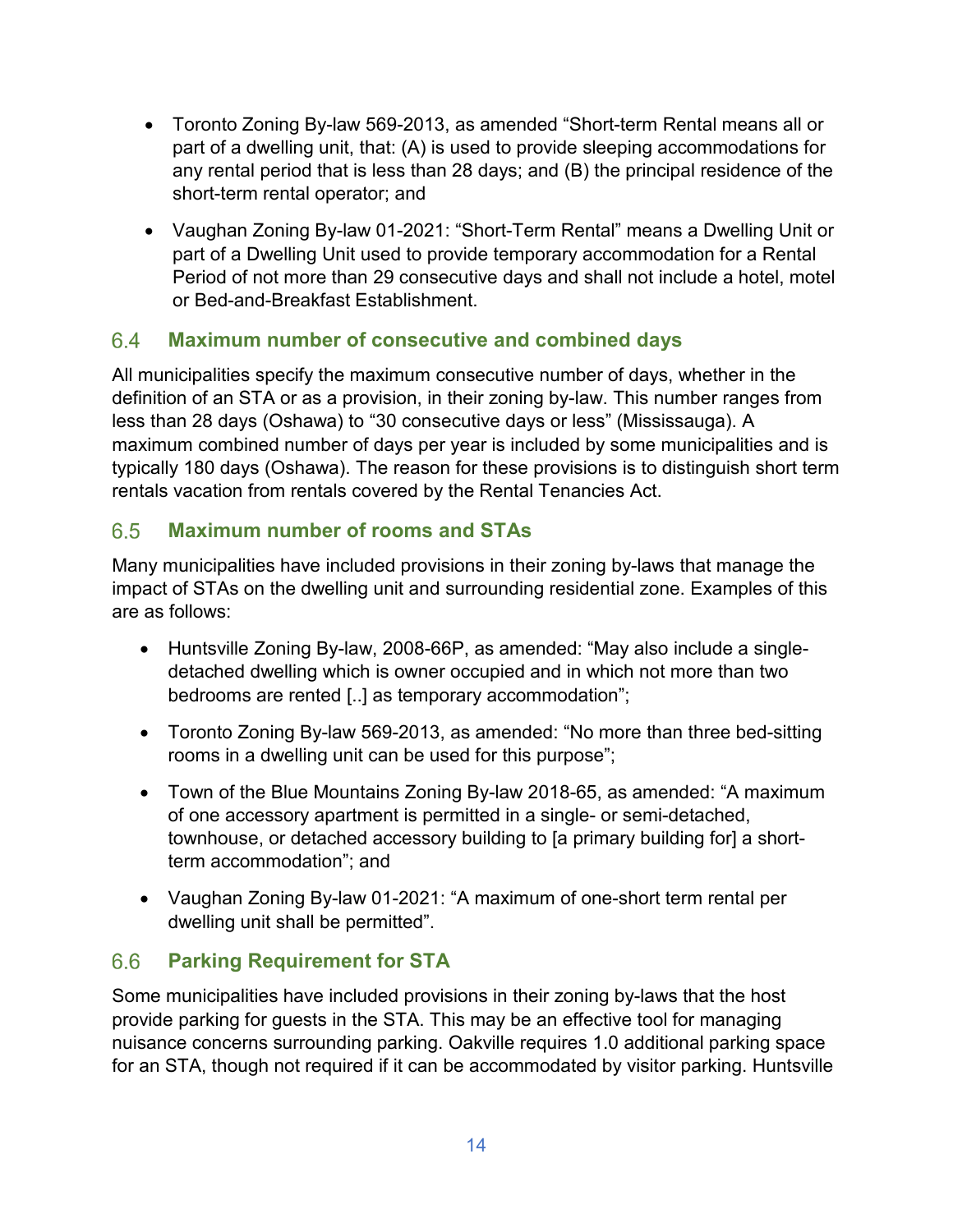- Toronto Zoning By-law 569-2013, as amended "Short-term Rental means all or part of a dwelling unit, that: (A) is used to provide sleeping accommodations for any rental period that is less than 28 days; and (B) the principal residence of the short-term rental operator; and
- Vaughan Zoning By-law 01-2021: "Short-Term Rental" means a Dwelling Unit or part of a Dwelling Unit used to provide temporary accommodation for a Rental Period of not more than 29 consecutive days and shall not include a hotel, motel or Bed-and-Breakfast Establishment.

## 6.4 Maximum number of consecutive and combined days

All municipalities specify the maximum consecutive number of days, whether in the definition of an STA or as a provision, in their zoning by-law. This number ranges from less than 28 days (Oshawa) to "30 consecutive days or less" (Mississauga). A maximum combined number of days per year is included by some municipalities and is typically 180 days (Oshawa). The reason for these provisions is to distinguish short term rentals vacation from rentals covered by the Rental Tenancies Act.

## 6.5 Maximum number of rooms and STAs

Many municipalities have included provisions in their zoning by-laws that manage the impact of STAs on the dwelling unit and surrounding residential zone. Examples of this are as follows:

- Huntsville Zoning By-law, 2008-66P, as amended: "May also include a single-detached dwelling which is owner occupied and in which not more than two bedrooms are rented [..] as temporary accommodation";
- Toronto Zoning By-law 569-2013, as amended: "No more than three bed-sitting rooms in a dwelling unit can be used for this purpose";
- Town of the Blue Mountains Zoning By-law 2018-65, as amended: "A maximum of one accessory apartment is permitted in a single- or semi-detached, townhouse, or detached accessory building to [a primary building for] a short-term accommodation"; and
- Vaughan Zoning By-law 01-2021: "A maximum of one-short term rental per dwelling unit shall be permitted".

## 6.6 Parking Requirement for STA

Some municipalities have included provisions in their zoning by-laws that the host provide parking for guests in the STA. This may be an effective tool for managing nuisance concerns surrounding parking. Oakville requires 1.0 additional parking space for an STA, though not required if it can be accommodated by visitor parking. Huntsville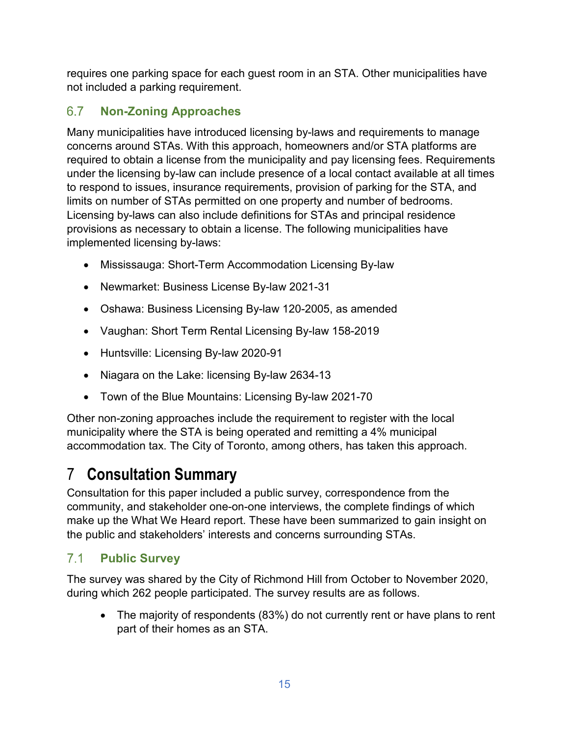requires one parking space for each guest room in an STA. Other municipalities have not included a parking requirement.

### 6.7 Non-Zoning Approaches

Many municipalities have introduced licensing by-laws and requirements to manage concerns around STAs. With this approach, homeowners and/or STA platforms are required to obtain a license from the municipality and pay licensing fees. Requirements under the licensing by-law can include presence of a local contact available at all times to respond to issues, insurance requirements, provision of parking for the STA, and limits on number of STAs permitted on one property and number of bedrooms. Licensing by-laws can also include definitions for STAs and principal residence provisions as necessary to obtain a license. The following municipalities have implemented licensing by-laws:

- Mississauga: Short-Term Accommodation Licensing By-law
- Newmarket: Business License By-law 2021-31
- Oshawa: Business Licensing By-law 120-2005, as amended
- Vaughan: Short Term Rental Licensing By-law 158-2019
- Huntsville: Licensing By-law 2020-91
- Niagara on the Lake: licensing By-law 2634-13
- Town of the Blue Mountains: Licensing By-law 2021-70

Other non-zoning approaches include the requirement to register with the local municipality where the STA is being operated and remitting a 4% municipal accommodation tax. The City of Toronto, among others, has taken this approach.

# 7 Consultation Summary

Consultation for this paper included a public survey, correspondence from the community, and stakeholder one-on-one interviews, the complete findings of which make up the What We Heard report. These have been summarized to gain insight on the public and stakeholders' interests and concerns surrounding STAs.

### 7.1 Public Survey

The survey was shared by the City of Richmond Hill from October to November 2020, during which 262 people participated. The survey results are as follows.

- The majority of respondents (83%) do not currently rent or have plans to rent part of their homes as an STA.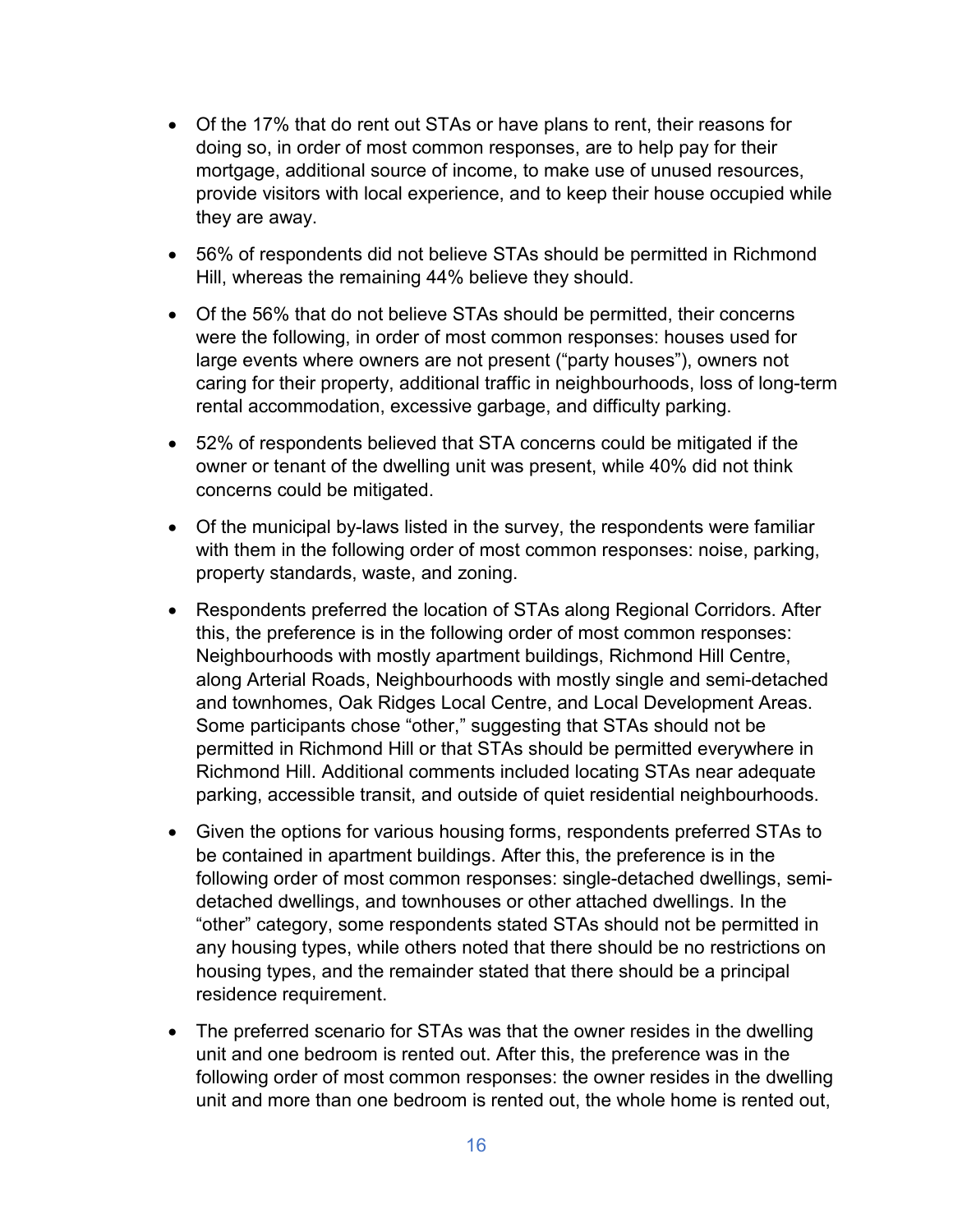- Of the 17% that do rent out STAs or have plans to rent, their reasons for doing so, in order of most common responses, are to help pay for their mortgage, additional source of income, to make use of unused resources, provide visitors with local experience, and to keep their house occupied while they are away.
- 56% of respondents did not believe STAs should be permitted in Richmond Hill, whereas the remaining 44% believe they should.
- Of the 56% that do not believe STAs should be permitted, their concerns were the following, in order of most common responses: houses used for large events where owners are not present ("party houses"), owners not caring for their property, additional traffic in neighbourhoods, loss of long-term rental accommodation, excessive garbage, and difficulty parking.
- 52% of respondents believed that STA concerns could be mitigated if the owner or tenant of the dwelling unit was present, while 40% did not think concerns could be mitigated.
- Of the municipal by-laws listed in the survey, the respondents were familiar with them in the following order of most common responses: noise, parking, property standards, waste, and zoning.
- Respondents preferred the location of STAs along Regional Corridors. After this, the preference is in the following order of most common responses: Neighbourhoods with mostly apartment buildings, Richmond Hill Centre, along Arterial Roads, Neighbourhoods with mostly single and semi-detached and townhomes, Oak Ridges Local Centre, and Local Development Areas. Some participants chose "other," suggesting that STAs should not be permitted in Richmond Hill or that STAs should be permitted everywhere in Richmond Hill. Additional comments included locating STAs near adequate parking, accessible transit, and outside of quiet residential neighbourhoods.
- Given the options for various housing forms, respondents preferred STAs to be contained in apartment buildings. After this, the preference is in the following order of most common responses: single-detached dwellings, semi-detached dwellings, and townhouses or other attached dwellings. In the "other" category, some respondents stated STAs should not be permitted in any housing types, while others noted that there should be no restrictions on housing types, and the remainder stated that there should be a principal residence requirement.
- The preferred scenario for STAs was that the owner resides in the dwelling unit and one bedroom is rented out. After this, the preference was in the following order of most common responses: the owner resides in the dwelling unit and more than one bedroom is rented out, the whole home is rented out,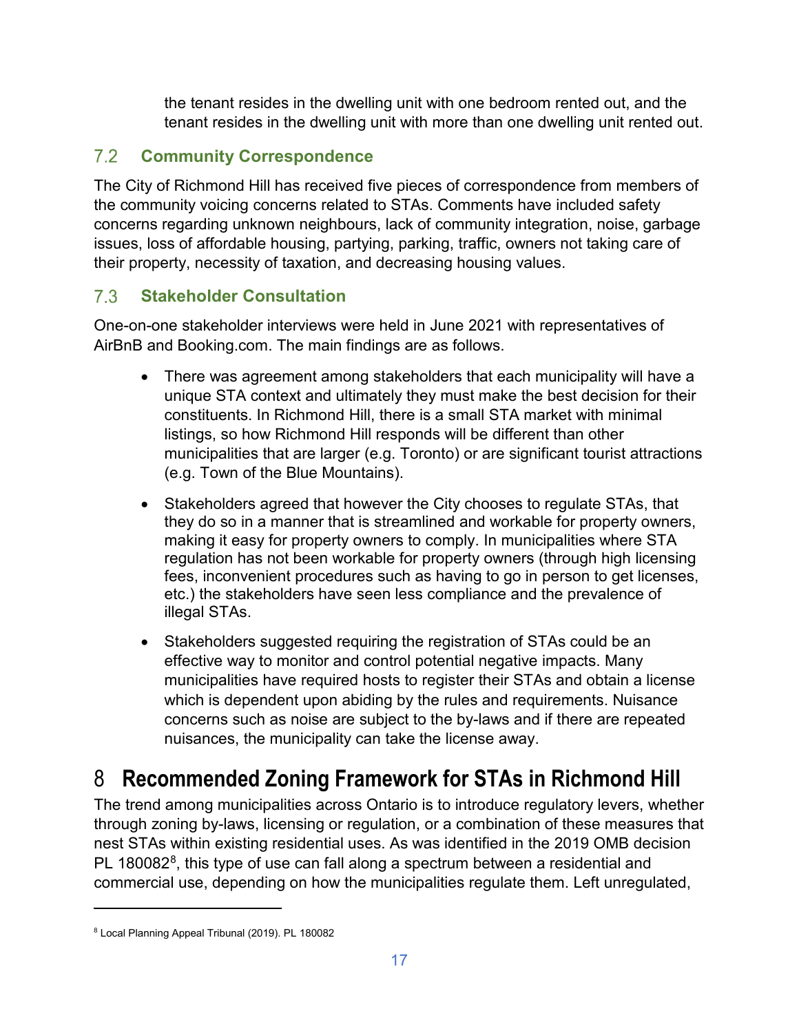the tenant resides in the dwelling unit with one bedroom rented out, and the tenant resides in the dwelling unit with more than one dwelling unit rented out.

### 7.2 Community Correspondence

The City of Richmond Hill has received five pieces of correspondence from members of the community voicing concerns related to STAs. Comments have included safety concerns regarding unknown neighbours, lack of community integration, noise, garbage issues, loss of affordable housing, partying, parking, traffic, owners not taking care of their property, necessity of taxation, and decreasing housing values.

### 7.3 Stakeholder Consultation

One-on-one stakeholder interviews were held in June 2021 with representatives of AirBnB and Booking.com. The main findings are as follows.

- There was agreement among stakeholders that each municipality will have a unique STA context and ultimately they must make the best decision for their constituents. In Richmond Hill, there is a small STA market with minimal listings, so how Richmond Hill responds will be different than other municipalities that are larger (e.g. Toronto) or are significant tourist attractions (e.g. Town of the Blue Mountains).
- Stakeholders agreed that however the City chooses to regulate STAs, that they do so in a manner that is streamlined and workable for property owners, making it easy for property owners to comply. In municipalities where STA regulation has not been workable for property owners (through high licensing fees, inconvenient procedures such as having to go in person to get licenses, etc.) the stakeholders have seen less compliance and the prevalence of illegal STAs.
- Stakeholders suggested requiring the registration of STAs could be an effective way to monitor and control potential negative impacts. Many municipalities have required hosts to register their STAs and obtain a license which is dependent upon abiding by the rules and requirements. Nuisance concerns such as noise are subject to the by-laws and if there are repeated nuisances, the municipality can take the license away.

# 8 Recommended Zoning Framework for STAs in Richmond Hill

The trend among municipalities across Ontario is to introduce regulatory levers, whether through zoning by-laws, licensing or regulation, or a combination of these measures that nest STAs within existing residential uses. As was identified in the 2019 OMB decision PL 180082[8], this type of use can fall along a spectrum between a residential and commercial use, depending on how the municipalities regulate them. Left unregulated,

---

[8] Local Planning Appeal Tribunal (2019). PL 180082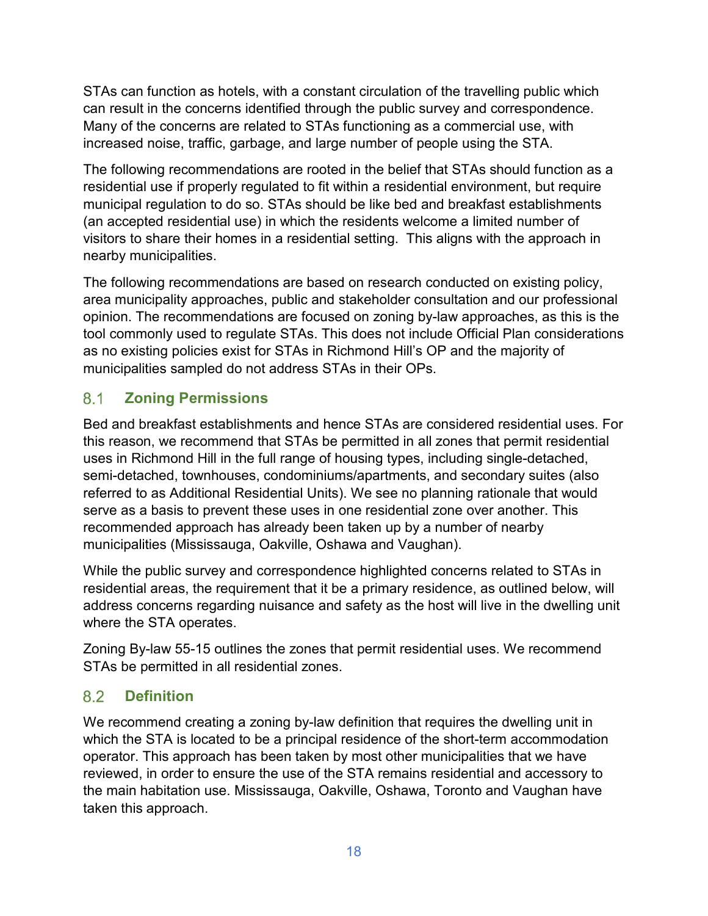STAs can function as hotels, with a constant circulation of the travelling public which can result in the concerns identified through the public survey and correspondence. Many of the concerns are related to STAs functioning as a commercial use, with increased noise, traffic, garbage, and large number of people using the STA.

The following recommendations are rooted in the belief that STAs should function as a residential use if properly regulated to fit within a residential environment, but require municipal regulation to do so. STAs should be like bed and breakfast establishments (an accepted residential use) in which the residents welcome a limited number of visitors to share their homes in a residential setting. This aligns with the approach in nearby municipalities.

The following recommendations are based on research conducted on existing policy, area municipality approaches, public and stakeholder consultation and our professional opinion. The recommendations are focused on zoning by-law approaches, as this is the tool commonly used to regulate STAs. This does not include Official Plan considerations as no existing policies exist for STAs in Richmond Hill's OP and the majority of municipalities sampled do not address STAs in their OPs.

## 8.1 Zoning Permissions

Bed and breakfast establishments and hence STAs are considered residential uses. For this reason, we recommend that STAs be permitted in all zones that permit residential uses in Richmond Hill in the full range of housing types, including single-detached, semi-detached, townhouses, condominiums/apartments, and secondary suites (also referred to as Additional Residential Units). We see no planning rationale that would serve as a basis to prevent these uses in one residential zone over another. This recommended approach has already been taken up by a number of nearby municipalities (Mississauga, Oakville, Oshawa and Vaughan).

While the public survey and correspondence highlighted concerns related to STAs in residential areas, the requirement that it be a primary residence, as outlined below, will address concerns regarding nuisance and safety as the host will live in the dwelling unit where the STA operates.

Zoning By-law 55-15 outlines the zones that permit residential uses. We recommend STAs be permitted in all residential zones.

## 8.2 Definition

We recommend creating a zoning by-law definition that requires the dwelling unit in which the STA is located to be a principal residence of the short-term accommodation operator. This approach has been taken by most other municipalities that we have reviewed, in order to ensure the use of the STA remains residential and accessory to the main habitation use. Mississauga, Oakville, Oshawa, Toronto and Vaughan have taken this approach.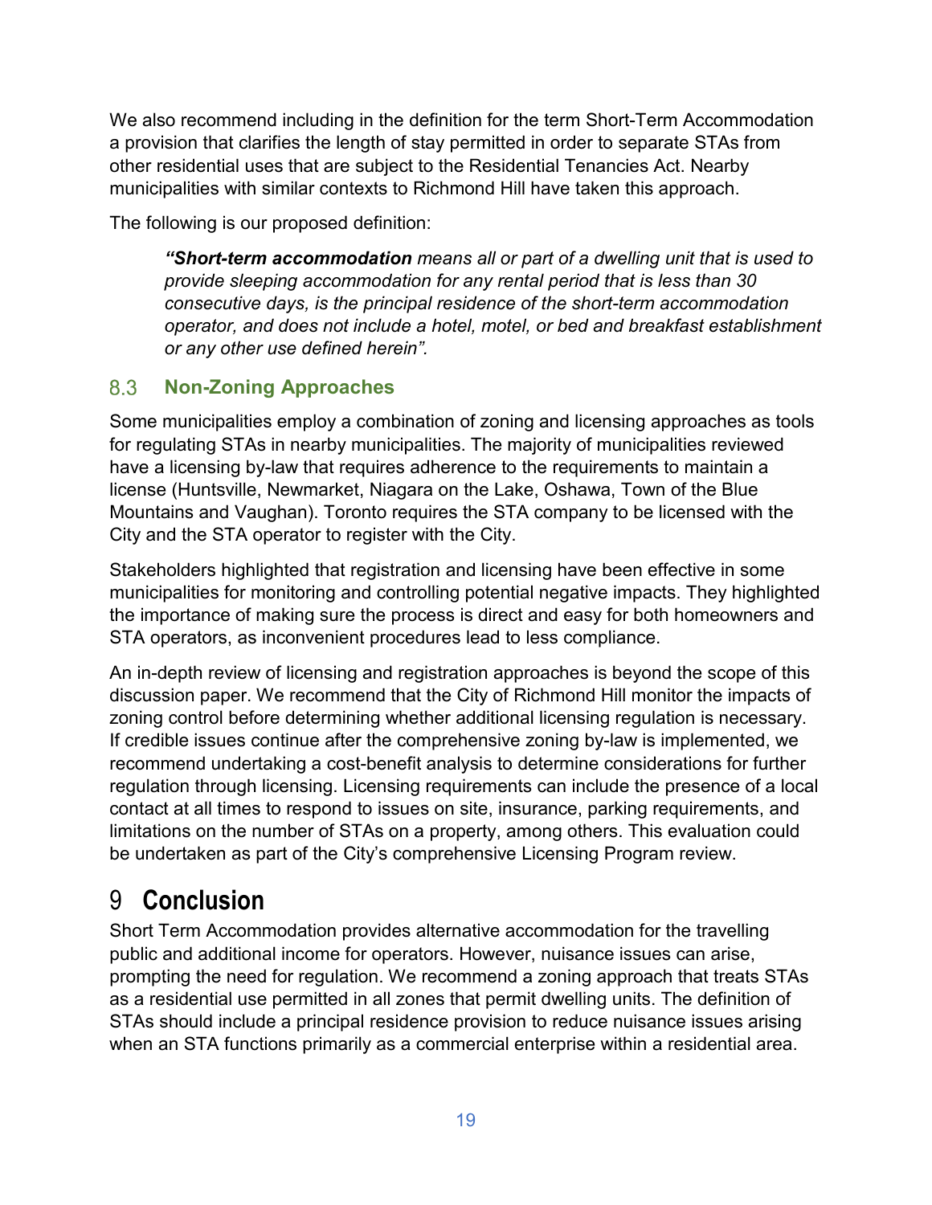We also recommend including in the definition for the term Short-Term Accommodation a provision that clarifies the length of stay permitted in order to separate STAs from other residential uses that are subject to the Residential Tenancies Act. Nearby municipalities with similar contexts to Richmond Hill have taken this approach.

The following is our proposed definition:

> ***“Short-term accommodation*** *means all or part of a dwelling unit that is used to provide sleeping accommodation for any rental period that is less than 30 consecutive days, is the principal residence of the short-term accommodation operator, and does not include a hotel, motel, or bed and breakfast establishment or any other use defined herein”.*

### 8.3 Non-Zoning Approaches

Some municipalities employ a combination of zoning and licensing approaches as tools for regulating STAs in nearby municipalities. The majority of municipalities reviewed have a licensing by-law that requires adherence to the requirements to maintain a license (Huntsville, Newmarket, Niagara on the Lake, Oshawa, Town of the Blue Mountains and Vaughan). Toronto requires the STA company to be licensed with the City and the STA operator to register with the City.

Stakeholders highlighted that registration and licensing have been effective in some municipalities for monitoring and controlling potential negative impacts. They highlighted the importance of making sure the process is direct and easy for both homeowners and STA operators, as inconvenient procedures lead to less compliance.

An in-depth review of licensing and registration approaches is beyond the scope of this discussion paper. We recommend that the City of Richmond Hill monitor the impacts of zoning control before determining whether additional licensing regulation is necessary. If credible issues continue after the comprehensive zoning by-law is implemented, we recommend undertaking a cost-benefit analysis to determine considerations for further regulation through licensing. Licensing requirements can include the presence of a local contact at all times to respond to issues on site, insurance, parking requirements, and limitations on the number of STAs on a property, among others. This evaluation could be undertaken as part of the City’s comprehensive Licensing Program review.

# 9 Conclusion

Short Term Accommodation provides alternative accommodation for the travelling public and additional income for operators. However, nuisance issues can arise, prompting the need for regulation. We recommend a zoning approach that treats STAs as a residential use permitted in all zones that permit dwelling units. The definition of STAs should include a principal residence provision to reduce nuisance issues arising when an STA functions primarily as a commercial enterprise within a residential area.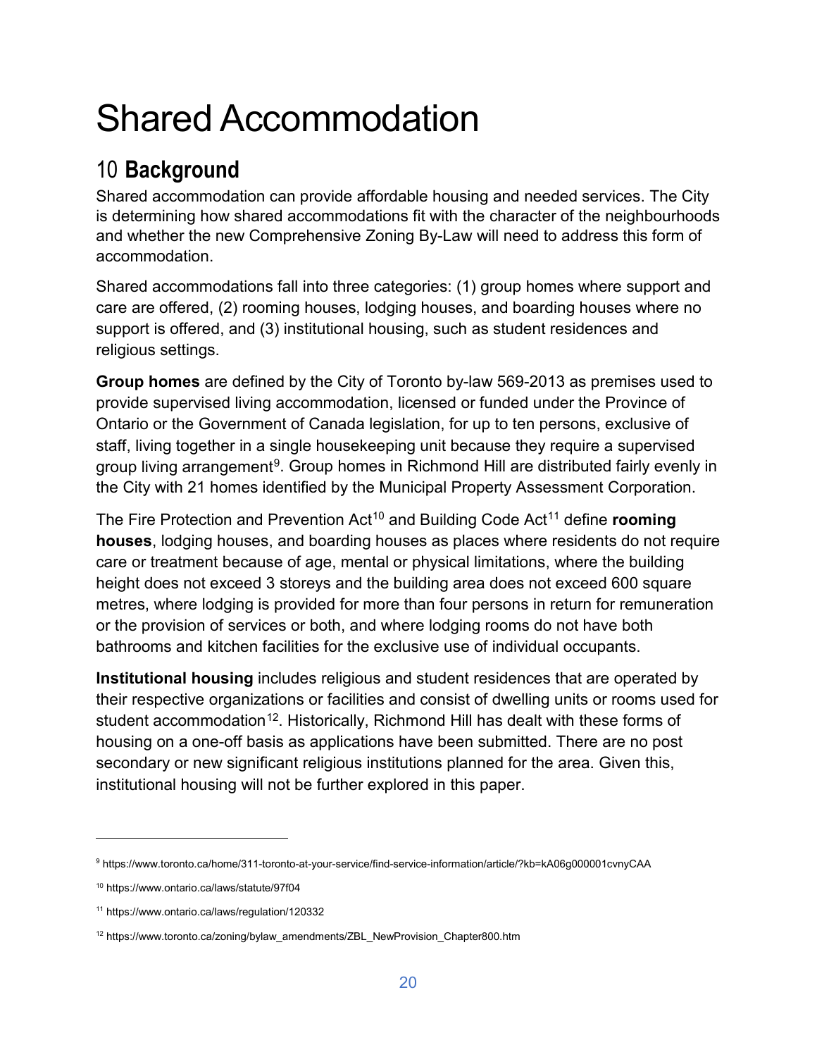# Shared Accommodation

## 10 **Background**

Shared accommodation can provide affordable housing and needed services. The City is determining how shared accommodations fit with the character of the neighbourhoods and whether the new Comprehensive Zoning By-Law will need to address this form of accommodation.

Shared accommodations fall into three categories: (1) group homes where support and care are offered, (2) rooming houses, lodging houses, and boarding houses where no support is offered, and (3) institutional housing, such as student residences and religious settings.

**Group homes** are defined by the City of Toronto by-law 569-2013 as premises used to provide supervised living accommodation, licensed or funded under the Province of Ontario or the Government of Canada legislation, for up to ten persons, exclusive of staff, living together in a single housekeeping unit because they require a supervised group living arrangement[9]. Group homes in Richmond Hill are distributed fairly evenly in the City with 21 homes identified by the Municipal Property Assessment Corporation.

The Fire Protection and Prevention Act[10] and Building Code Act[11] define **rooming houses**, lodging houses, and boarding houses as places where residents do not require care or treatment because of age, mental or physical limitations, where the building height does not exceed 3 storeys and the building area does not exceed 600 square metres, where lodging is provided for more than four persons in return for remuneration or the provision of services or both, and where lodging rooms do not have both bathrooms and kitchen facilities for the exclusive use of individual occupants.

**Institutional housing** includes religious and student residences that are operated by their respective organizations or facilities and consist of dwelling units or rooms used for student accommodation[12]. Historically, Richmond Hill has dealt with these forms of housing on a one-off basis as applications have been submitted. There are no post secondary or new significant religious institutions planned for the area. Given this, institutional housing will not be further explored in this paper.

---

[9] https://www.toronto.ca/home/311-toronto-at-your-service/find-service-information/article/?kb=kA06g000001cvnyCAA

[10] https://www.ontario.ca/laws/statute/97f04

[11] https://www.ontario.ca/laws/regulation/120332

[12] https://www.toronto.ca/zoning/bylaw_amendments/ZBL_NewProvision_Chapter800.htm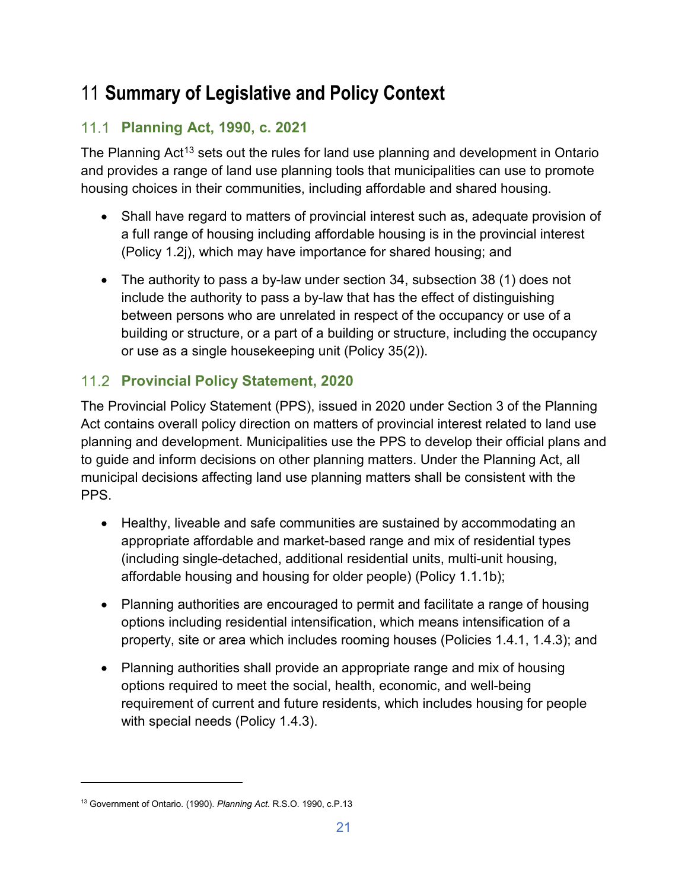# 11 **Summary of Legislative and Policy Context**

## 11.1 Planning Act, 1990, c. 2021

The Planning Act[13] sets out the rules for land use planning and development in Ontario and provides a range of land use planning tools that municipalities can use to promote housing choices in their communities, including affordable and shared housing.

- Shall have regard to matters of provincial interest such as, adequate provision of a full range of housing including affordable housing is in the provincial interest (Policy 1.2j), which may have importance for shared housing; and
- The authority to pass a by-law under section 34, subsection 38 (1) does not include the authority to pass a by-law that has the effect of distinguishing between persons who are unrelated in respect of the occupancy or use of a building or structure, or a part of a building or structure, including the occupancy or use as a single housekeeping unit (Policy 35(2)).

## 11.2 Provincial Policy Statement, 2020

The Provincial Policy Statement (PPS), issued in 2020 under Section 3 of the Planning Act contains overall policy direction on matters of provincial interest related to land use planning and development. Municipalities use the PPS to develop their official plans and to guide and inform decisions on other planning matters. Under the Planning Act, all municipal decisions affecting land use planning matters shall be consistent with the PPS.

- Healthy, liveable and safe communities are sustained by accommodating an appropriate affordable and market-based range and mix of residential types (including single-detached, additional residential units, multi-unit housing, affordable housing and housing for older people) (Policy 1.1.1b);
- Planning authorities are encouraged to permit and facilitate a range of housing options including residential intensification, which means intensification of a property, site or area which includes rooming houses (Policies 1.4.1, 1.4.3); and
- Planning authorities shall provide an appropriate range and mix of housing options required to meet the social, health, economic, and well-being requirement of current and future residents, which includes housing for people with special needs (Policy 1.4.3).

---

[13] Government of Ontario. (1990). *Planning Act.* R.S.O. 1990, c.P.13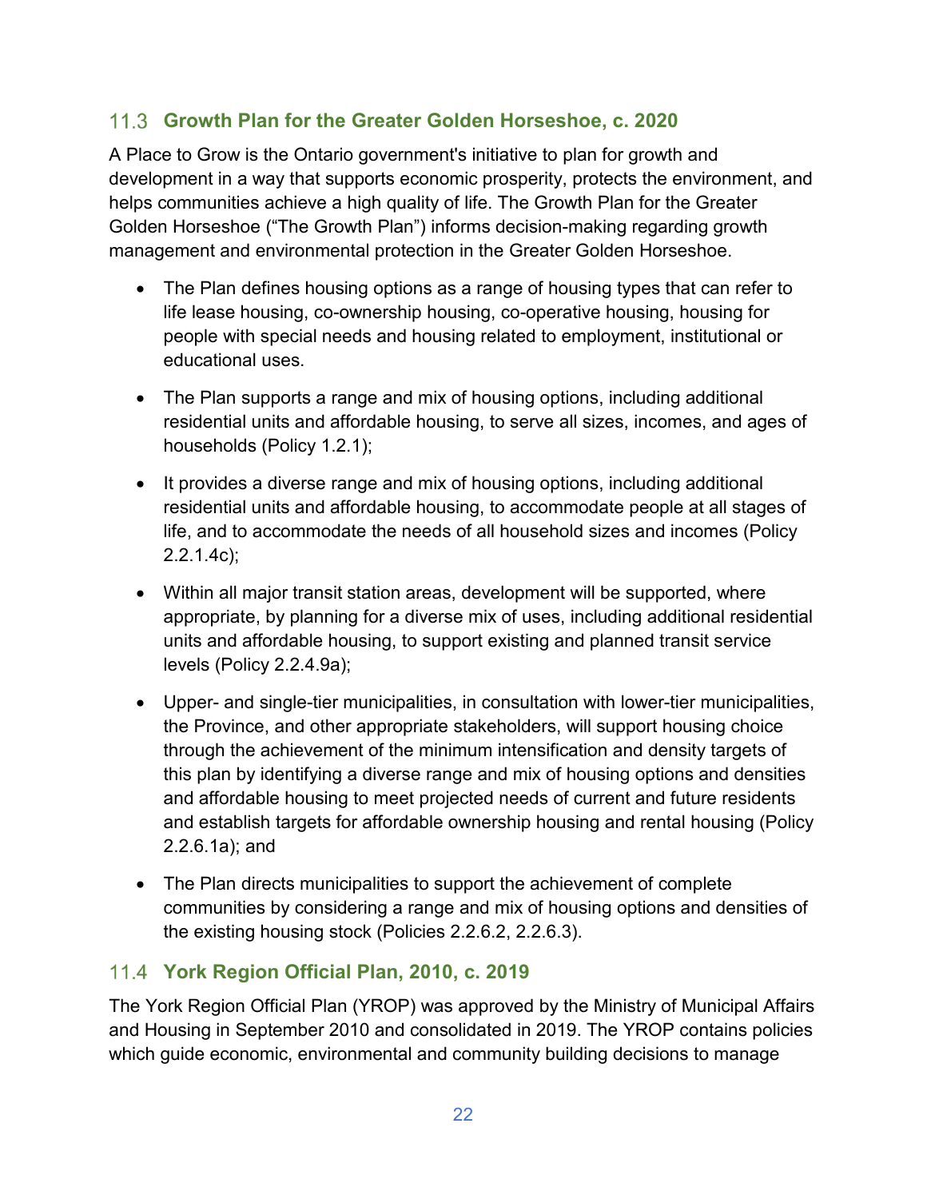## 11.3 Growth Plan for the Greater Golden Horseshoe, c. 2020

A Place to Grow is the Ontario government's initiative to plan for growth and development in a way that supports economic prosperity, protects the environment, and helps communities achieve a high quality of life. The Growth Plan for the Greater Golden Horseshoe ("The Growth Plan") informs decision-making regarding growth management and environmental protection in the Greater Golden Horseshoe.

- The Plan defines housing options as a range of housing types that can refer to life lease housing, co-ownership housing, co-operative housing, housing for people with special needs and housing related to employment, institutional or educational uses.
- The Plan supports a range and mix of housing options, including additional residential units and affordable housing, to serve all sizes, incomes, and ages of households (Policy 1.2.1);
- It provides a diverse range and mix of housing options, including additional residential units and affordable housing, to accommodate people at all stages of life, and to accommodate the needs of all household sizes and incomes (Policy 2.2.1.4c);
- Within all major transit station areas, development will be supported, where appropriate, by planning for a diverse mix of uses, including additional residential units and affordable housing, to support existing and planned transit service levels (Policy 2.2.4.9a);
- Upper- and single-tier municipalities, in consultation with lower-tier municipalities, the Province, and other appropriate stakeholders, will support housing choice through the achievement of the minimum intensification and density targets of this plan by identifying a diverse range and mix of housing options and densities and affordable housing to meet projected needs of current and future residents and establish targets for affordable ownership housing and rental housing (Policy 2.2.6.1a); and
- The Plan directs municipalities to support the achievement of complete communities by considering a range and mix of housing options and densities of the existing housing stock (Policies 2.2.6.2, 2.2.6.3).

## 11.4 York Region Official Plan, 2010, c. 2019

The York Region Official Plan (YROP) was approved by the Ministry of Municipal Affairs and Housing in September 2010 and consolidated in 2019. The YROP contains policies which guide economic, environmental and community building decisions to manage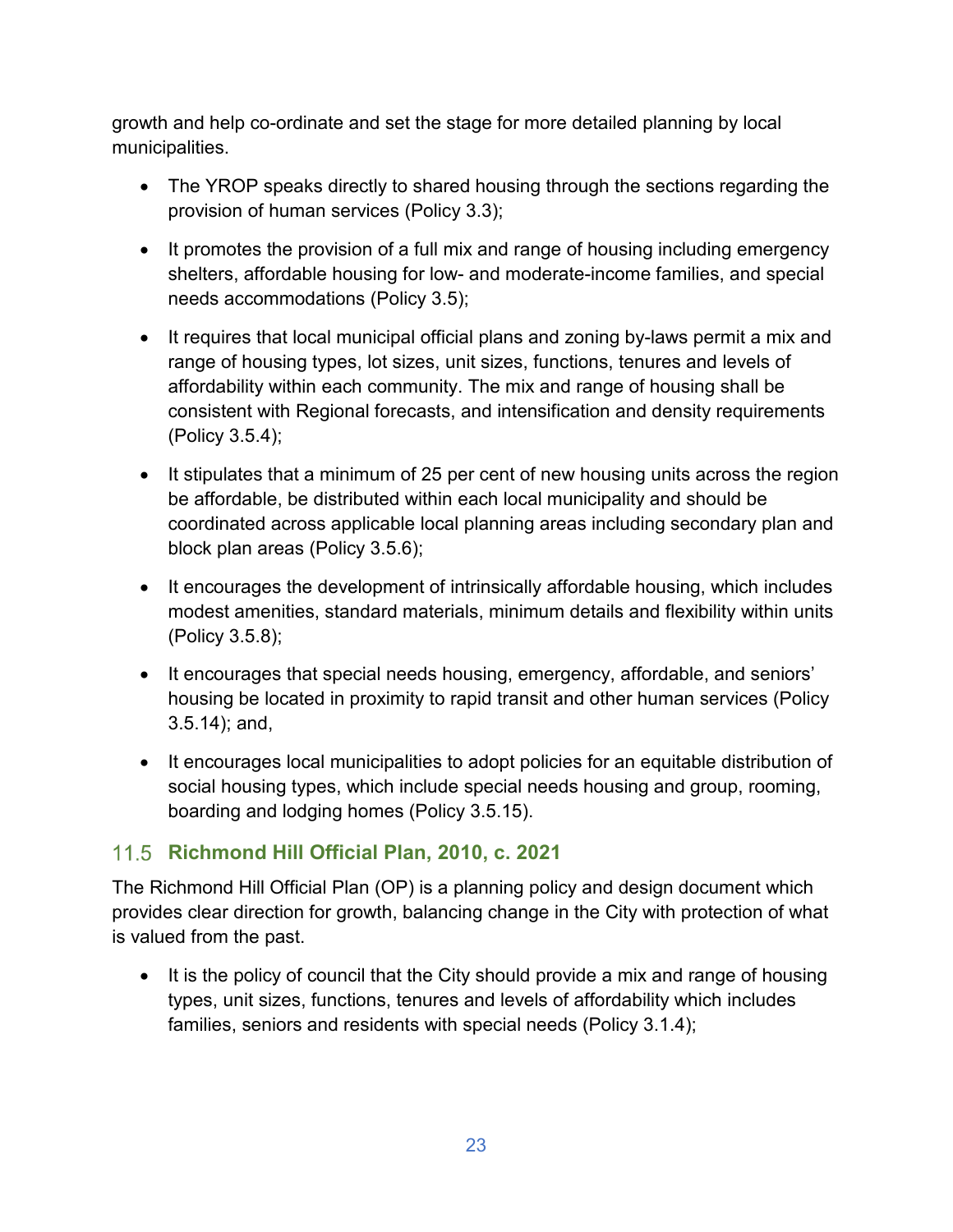growth and help co-ordinate and set the stage for more detailed planning by local municipalities.

- The YROP speaks directly to shared housing through the sections regarding the provision of human services (Policy 3.3);
- It promotes the provision of a full mix and range of housing including emergency shelters, affordable housing for low- and moderate-income families, and special needs accommodations (Policy 3.5);
- It requires that local municipal official plans and zoning by-laws permit a mix and range of housing types, lot sizes, unit sizes, functions, tenures and levels of affordability within each community. The mix and range of housing shall be consistent with Regional forecasts, and intensification and density requirements (Policy 3.5.4);
- It stipulates that a minimum of 25 per cent of new housing units across the region be affordable, be distributed within each local municipality and should be coordinated across applicable local planning areas including secondary plan and block plan areas (Policy 3.5.6);
- It encourages the development of intrinsically affordable housing, which includes modest amenities, standard materials, minimum details and flexibility within units (Policy 3.5.8);
- It encourages that special needs housing, emergency, affordable, and seniors' housing be located in proximity to rapid transit and other human services (Policy 3.5.14); and,
- It encourages local municipalities to adopt policies for an equitable distribution of social housing types, which include special needs housing and group, rooming, boarding and lodging homes (Policy 3.5.15).

## 11.5 Richmond Hill Official Plan, 2010, c. 2021

The Richmond Hill Official Plan (OP) is a planning policy and design document which provides clear direction for growth, balancing change in the City with protection of what is valued from the past.

- It is the policy of council that the City should provide a mix and range of housing types, unit sizes, functions, tenures and levels of affordability which includes families, seniors and residents with special needs (Policy 3.1.4);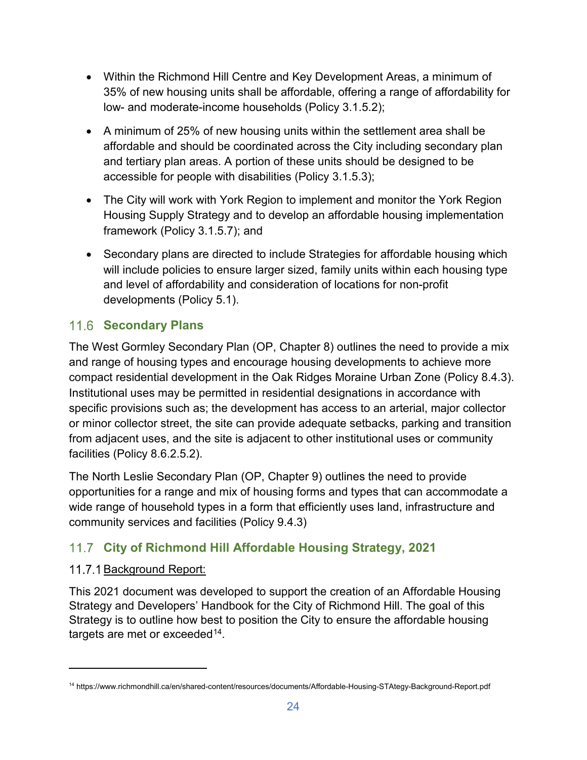- Within the Richmond Hill Centre and Key Development Areas, a minimum of 35% of new housing units shall be affordable, offering a range of affordability for low- and moderate-income households (Policy 3.1.5.2);
- A minimum of 25% of new housing units within the settlement area shall be affordable and should be coordinated across the City including secondary plan and tertiary plan areas. A portion of these units should be designed to be accessible for people with disabilities (Policy 3.1.5.3);
- The City will work with York Region to implement and monitor the York Region Housing Supply Strategy and to develop an affordable housing implementation framework (Policy 3.1.5.7); and
- Secondary plans are directed to include Strategies for affordable housing which will include policies to ensure larger sized, family units within each housing type and level of affordability and consideration of locations for non-profit developments (Policy 5.1).

## 11.6 Secondary Plans

The West Gormley Secondary Plan (OP, Chapter 8) outlines the need to provide a mix and range of housing types and encourage housing developments to achieve more compact residential development in the Oak Ridges Moraine Urban Zone (Policy 8.4.3). Institutional uses may be permitted in residential designations in accordance with specific provisions such as; the development has access to an arterial, major collector or minor collector street, the site can provide adequate setbacks, parking and transition from adjacent uses, and the site is adjacent to other institutional uses or community facilities (Policy 8.6.2.5.2).

The North Leslie Secondary Plan (OP, Chapter 9) outlines the need to provide opportunities for a range and mix of housing forms and types that can accommodate a wide range of household types in a form that efficiently uses land, infrastructure and community services and facilities (Policy 9.4.3)

## 11.7 City of Richmond Hill Affordable Housing Strategy, 2021

### 11.7.1 Background Report:

This 2021 document was developed to support the creation of an Affordable Housing Strategy and Developers' Handbook for the City of Richmond Hill. The goal of this Strategy is to outline how best to position the City to ensure the affordable housing targets are met or exceeded[14].

[14] https://www.richmondhill.ca/en/shared-content/resources/documents/Affordable-Housing-STAtegy-Background-Report.pdf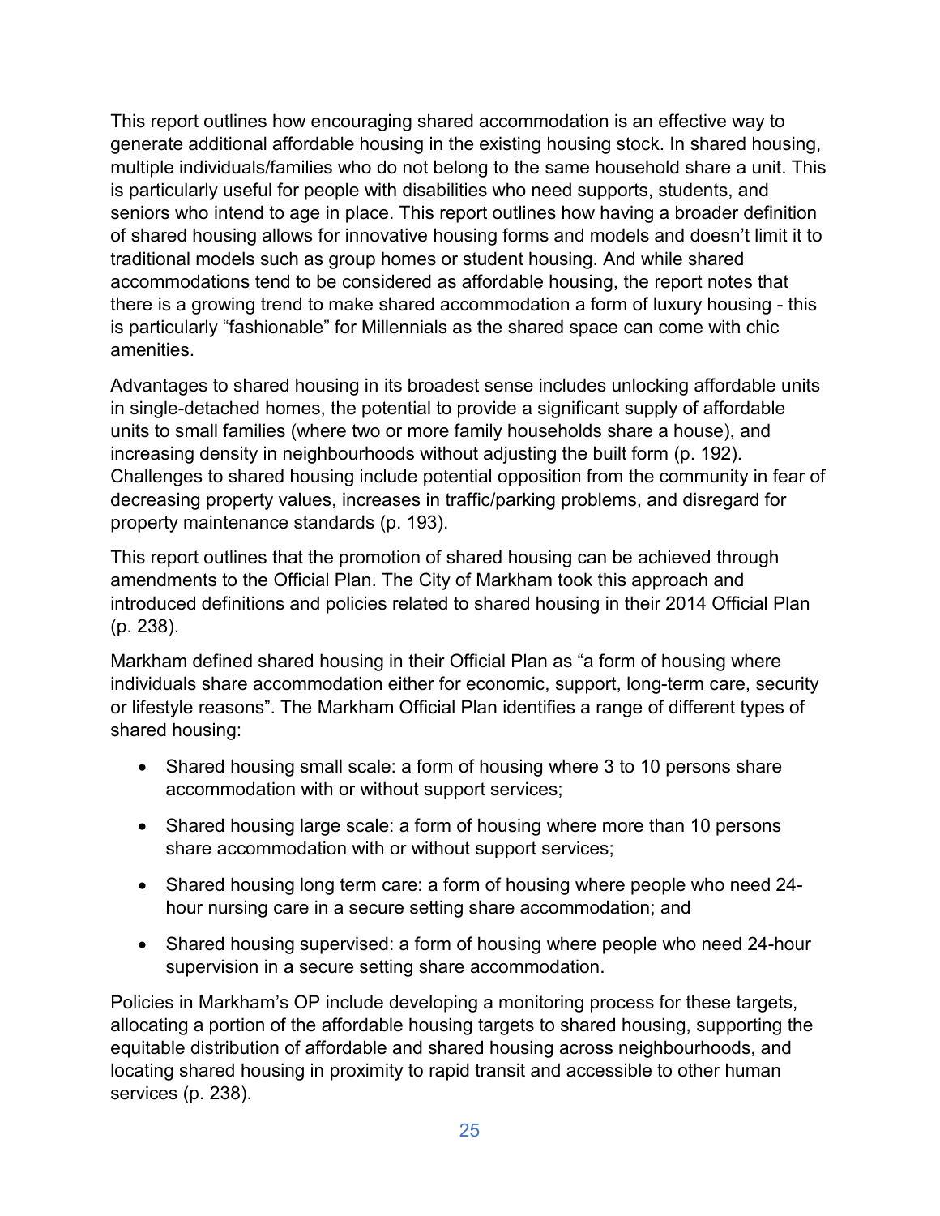This report outlines how encouraging shared accommodation is an effective way to generate additional affordable housing in the existing housing stock. In shared housing, multiple individuals/families who do not belong to the same household share a unit. This is particularly useful for people with disabilities who need supports, students, and seniors who intend to age in place. This report outlines how having a broader definition of shared housing allows for innovative housing forms and models and doesn't limit it to traditional models such as group homes or student housing. And while shared accommodations tend to be considered as affordable housing, the report notes that there is a growing trend to make shared accommodation a form of luxury housing - this is particularly "fashionable" for Millennials as the shared space can come with chic amenities.

Advantages to shared housing in its broadest sense includes unlocking affordable units in single-detached homes, the potential to provide a significant supply of affordable units to small families (where two or more family households share a house), and increasing density in neighbourhoods without adjusting the built form (p. 192). Challenges to shared housing include potential opposition from the community in fear of decreasing property values, increases in traffic/parking problems, and disregard for property maintenance standards (p. 193).

This report outlines that the promotion of shared housing can be achieved through amendments to the Official Plan. The City of Markham took this approach and introduced definitions and policies related to shared housing in their 2014 Official Plan (p. 238).

Markham defined shared housing in their Official Plan as "a form of housing where individuals share accommodation either for economic, support, long-term care, security or lifestyle reasons". The Markham Official Plan identifies a range of different types of shared housing:

- Shared housing small scale: a form of housing where 3 to 10 persons share accommodation with or without support services;
- Shared housing large scale: a form of housing where more than 10 persons share accommodation with or without support services;
- Shared housing long term care: a form of housing where people who need 24-hour nursing care in a secure setting share accommodation; and
- Shared housing supervised: a form of housing where people who need 24-hour supervision in a secure setting share accommodation.

Policies in Markham's OP include developing a monitoring process for these targets, allocating a portion of the affordable housing targets to shared housing, supporting the equitable distribution of affordable and shared housing across neighbourhoods, and locating shared housing in proximity to rapid transit and accessible to other human services (p. 238).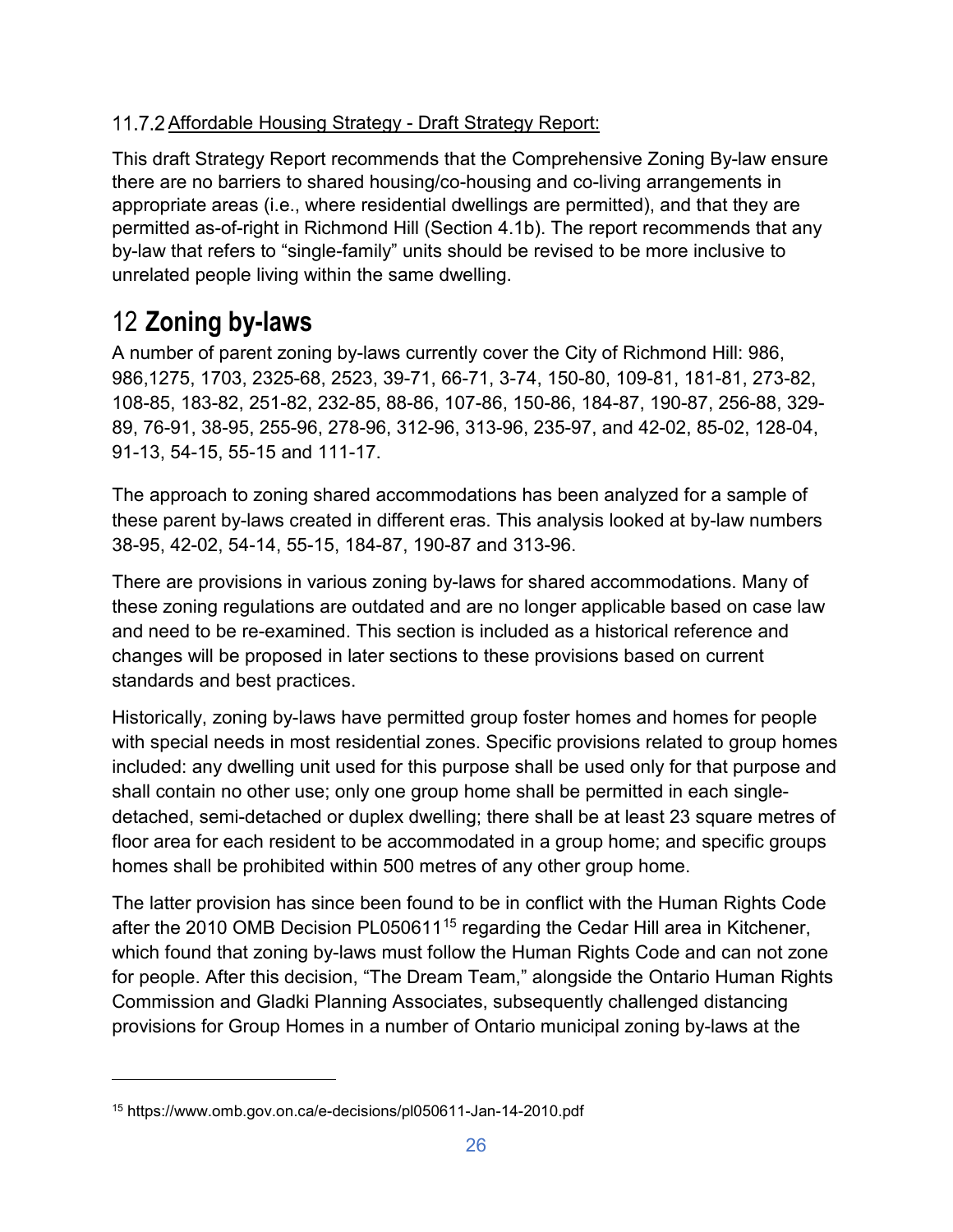### 11.7.2 Affordable Housing Strategy - Draft Strategy Report:

This draft Strategy Report recommends that the Comprehensive Zoning By-law ensure there are no barriers to shared housing/co-housing and co-living arrangements in appropriate areas (i.e., where residential dwellings are permitted), and that they are permitted as-of-right in Richmond Hill (Section 4.1b). The report recommends that any by-law that refers to "single-family" units should be revised to be more inclusive to unrelated people living within the same dwelling.

# 12 Zoning by-laws

A number of parent zoning by-laws currently cover the City of Richmond Hill: 986, 986,1275, 1703, 2325-68, 2523, 39-71, 66-71, 3-74, 150-80, 109-81, 181-81, 273-82, 108-85, 183-82, 251-82, 232-85, 88-86, 107-86, 150-86, 184-87, 190-87, 256-88, 329-89, 76-91, 38-95, 255-96, 278-96, 312-96, 313-96, 235-97, and 42-02, 85-02, 128-04, 91-13, 54-15, 55-15 and 111-17.

The approach to zoning shared accommodations has been analyzed for a sample of these parent by-laws created in different eras. This analysis looked at by-law numbers 38-95, 42-02, 54-14, 55-15, 184-87, 190-87 and 313-96.

There are provisions in various zoning by-laws for shared accommodations. Many of these zoning regulations are outdated and are no longer applicable based on case law and need to be re-examined. This section is included as a historical reference and changes will be proposed in later sections to these provisions based on current standards and best practices.

Historically, zoning by-laws have permitted group foster homes and homes for people with special needs in most residential zones. Specific provisions related to group homes included: any dwelling unit used for this purpose shall be used only for that purpose and shall contain no other use; only one group home shall be permitted in each single-detached, semi-detached or duplex dwelling; there shall be at least 23 square metres of floor area for each resident to be accommodated in a group home; and specific groups homes shall be prohibited within 500 metres of any other group home.

The latter provision has since been found to be in conflict with the Human Rights Code after the 2010 OMB Decision PL050611[15] regarding the Cedar Hill area in Kitchener, which found that zoning by-laws must follow the Human Rights Code and can not zone for people. After this decision, "The Dream Team," alongside the Ontario Human Rights Commission and Gladki Planning Associates, subsequently challenged distancing provisions for Group Homes in a number of Ontario municipal zoning by-laws at the

[15] https://www.omb.gov.on.ca/e-decisions/pl050611-Jan-14-2010.pdf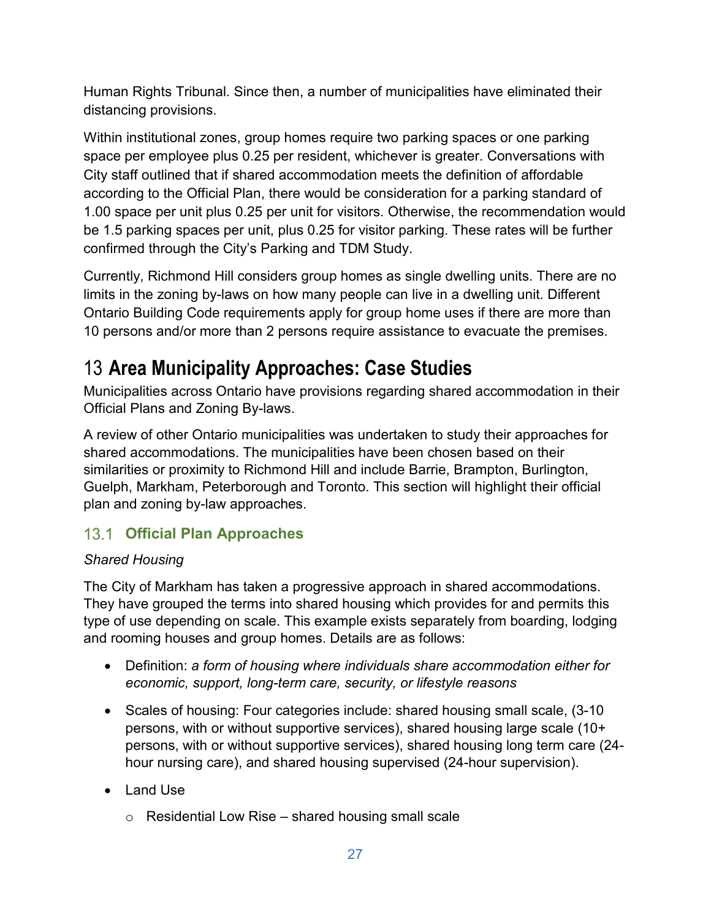Human Rights Tribunal. Since then, a number of municipalities have eliminated their distancing provisions.

Within institutional zones, group homes require two parking spaces or one parking space per employee plus 0.25 per resident, whichever is greater. Conversations with City staff outlined that if shared accommodation meets the definition of affordable according to the Official Plan, there would be consideration for a parking standard of 1.00 space per unit plus 0.25 per unit for visitors. Otherwise, the recommendation would be 1.5 parking spaces per unit, plus 0.25 for visitor parking. These rates will be further confirmed through the City's Parking and TDM Study.

Currently, Richmond Hill considers group homes as single dwelling units. There are no limits in the zoning by-laws on how many people can live in a dwelling unit. Different Ontario Building Code requirements apply for group home uses if there are more than 10 persons and/or more than 2 persons require assistance to evacuate the premises.

# 13 Area Municipality Approaches: Case Studies

Municipalities across Ontario have provisions regarding shared accommodation in their Official Plans and Zoning By-laws.

A review of other Ontario municipalities was undertaken to study their approaches for shared accommodations. The municipalities have been chosen based on their similarities or proximity to Richmond Hill and include Barrie, Brampton, Burlington, Guelph, Markham, Peterborough and Toronto. This section will highlight their official plan and zoning by-law approaches.

## 13.1 Official Plan Approaches

*Shared Housing*

The City of Markham has taken a progressive approach in shared accommodations. They have grouped the terms into shared housing which provides for and permits this type of use depending on scale. This example exists separately from boarding, lodging and rooming houses and group homes. Details are as follows:

- Definition: *a form of housing where individuals share accommodation either for economic, support, long-term care, security, or lifestyle reasons*
- Scales of housing: Four categories include: shared housing small scale, (3-10 persons, with or without supportive services), shared housing large scale (10+ persons, with or without supportive services), shared housing long term care (24-hour nursing care), and shared housing supervised (24-hour supervision).
- Land Use
    - Residential Low Rise – shared housing small scale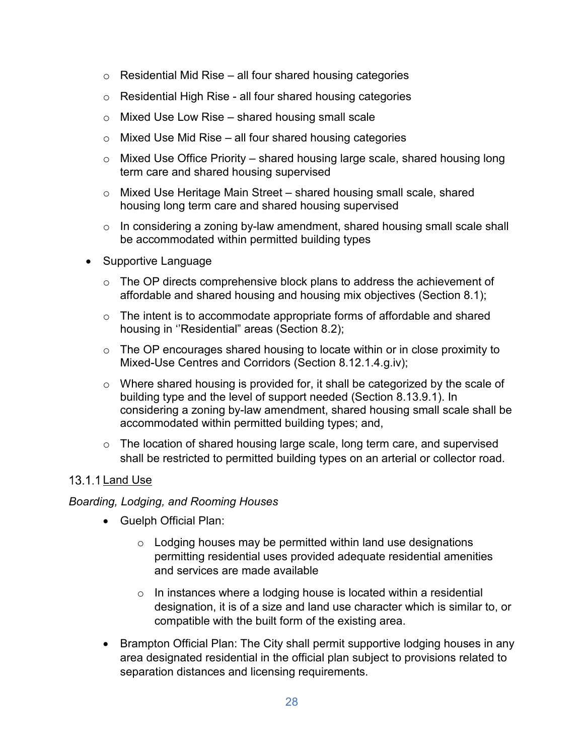- Residential Mid Rise – all four shared housing categories
  - Residential High Rise - all four shared housing categories
  - Mixed Use Low Rise – shared housing small scale
  - Mixed Use Mid Rise – all four shared housing categories
  - Mixed Use Office Priority – shared housing large scale, shared housing long term care and shared housing supervised
  - Mixed Use Heritage Main Street – shared housing small scale, shared housing long term care and shared housing supervised
  - In considering a zoning by-law amendment, shared housing small scale shall be accommodated within permitted building types
- Supportive Language
  - The OP directs comprehensive block plans to address the achievement of affordable and shared housing and housing mix objectives (Section 8.1);
  - The intent is to accommodate appropriate forms of affordable and shared housing in ''Residential" areas (Section 8.2);
  - The OP encourages shared housing to locate within or in close proximity to Mixed-Use Centres and Corridors (Section 8.12.1.4.g.iv);
  - Where shared housing is provided for, it shall be categorized by the scale of building type and the level of support needed (Section 8.13.9.1). In considering a zoning by-law amendment, shared housing small scale shall be accommodated within permitted building types; and,
  - The location of shared housing large scale, long term care, and supervised shall be restricted to permitted building types on an arterial or collector road.

### 13.1.1 Land Use

*Boarding, Lodging, and Rooming Houses*

- Guelph Official Plan:
  - Lodging houses may be permitted within land use designations permitting residential uses provided adequate residential amenities and services are made available
  - In instances where a lodging house is located within a residential designation, it is of a size and land use character which is similar to, or compatible with the built form of the existing area.
- Brampton Official Plan: The City shall permit supportive lodging houses in any area designated residential in the official plan subject to provisions related to separation distances and licensing requirements.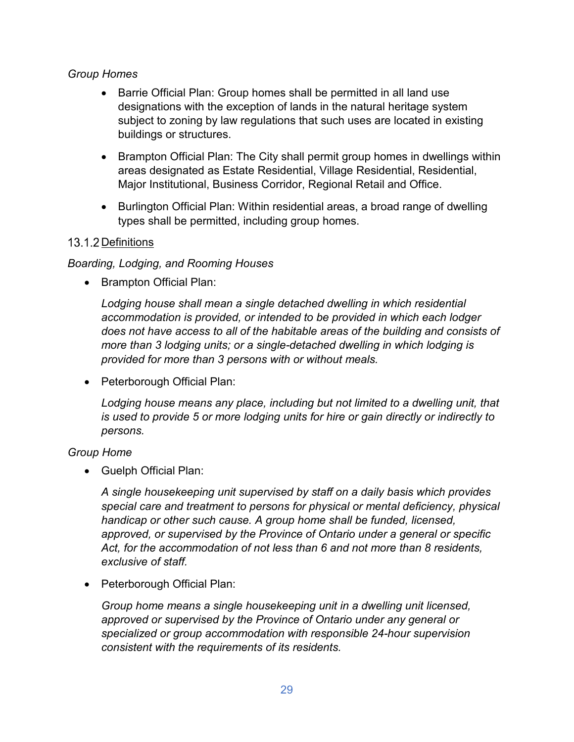*Group Homes*

- Barrie Official Plan: Group homes shall be permitted in all land use designations with the exception of lands in the natural heritage system subject to zoning by law regulations that such uses are located in existing buildings or structures.
- Brampton Official Plan: The City shall permit group homes in dwellings within areas designated as Estate Residential, Village Residential, Residential, Major Institutional, Business Corridor, Regional Retail and Office.
- Burlington Official Plan: Within residential areas, a broad range of dwelling types shall be permitted, including group homes.

### 13.1.2 Definitions

*Boarding, Lodging, and Rooming Houses*

- Brampton Official Plan:

  *Lodging house shall mean a single detached dwelling in which residential accommodation is provided, or intended to be provided in which each lodger does not have access to all of the habitable areas of the building and consists of more than 3 lodging units; or a single-detached dwelling in which lodging is provided for more than 3 persons with or without meals.*

- Peterborough Official Plan:

  *Lodging house means any place, including but not limited to a dwelling unit, that is used to provide 5 or more lodging units for hire or gain directly or indirectly to persons.*

*Group Home*

- Guelph Official Plan:

  *A single housekeeping unit supervised by staff on a daily basis which provides special care and treatment to persons for physical or mental deficiency, physical handicap or other such cause. A group home shall be funded, licensed, approved, or supervised by the Province of Ontario under a general or specific Act, for the accommodation of not less than 6 and not more than 8 residents, exclusive of staff.*

- Peterborough Official Plan:

  *Group home means a single housekeeping unit in a dwelling unit licensed, approved or supervised by the Province of Ontario under any general or specialized or group accommodation with responsible 24-hour supervision consistent with the requirements of its residents.*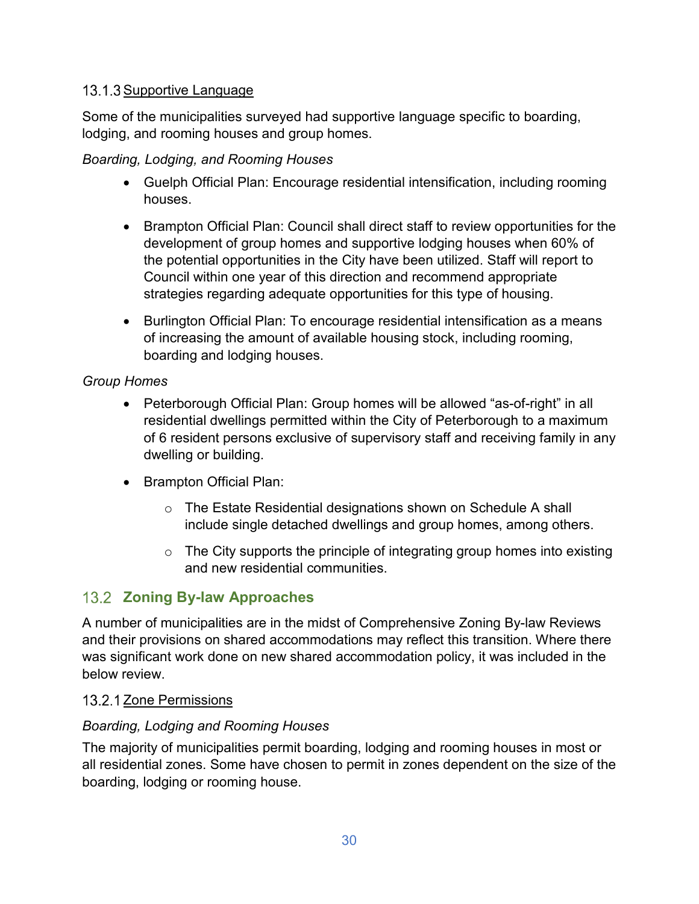#### 13.1.3 Supportive Language

Some of the municipalities surveyed had supportive language specific to boarding, lodging, and rooming houses and group homes.

*Boarding, Lodging, and Rooming Houses*

- Guelph Official Plan: Encourage residential intensification, including rooming houses.
- Brampton Official Plan: Council shall direct staff to review opportunities for the development of group homes and supportive lodging houses when 60% of the potential opportunities in the City have been utilized. Staff will report to Council within one year of this direction and recommend appropriate strategies regarding adequate opportunities for this type of housing.
- Burlington Official Plan: To encourage residential intensification as a means of increasing the amount of available housing stock, including rooming, boarding and lodging houses.

*Group Homes*

- Peterborough Official Plan: Group homes will be allowed "as-of-right" in all residential dwellings permitted within the City of Peterborough to a maximum of 6 resident persons exclusive of supervisory staff and receiving family in any dwelling or building.
- Brampton Official Plan:
  - The Estate Residential designations shown on Schedule A shall include single detached dwellings and group homes, among others.
  - The City supports the principle of integrating group homes into existing and new residential communities.

### 13.2 Zoning By-law Approaches

A number of municipalities are in the midst of Comprehensive Zoning By-law Reviews and their provisions on shared accommodations may reflect this transition. Where there was significant work done on new shared accommodation policy, it was included in the below review.

#### 13.2.1 Zone Permissions

*Boarding, Lodging and Rooming Houses*

The majority of municipalities permit boarding, lodging and rooming houses in most or all residential zones. Some have chosen to permit in zones dependent on the size of the boarding, lodging or rooming house.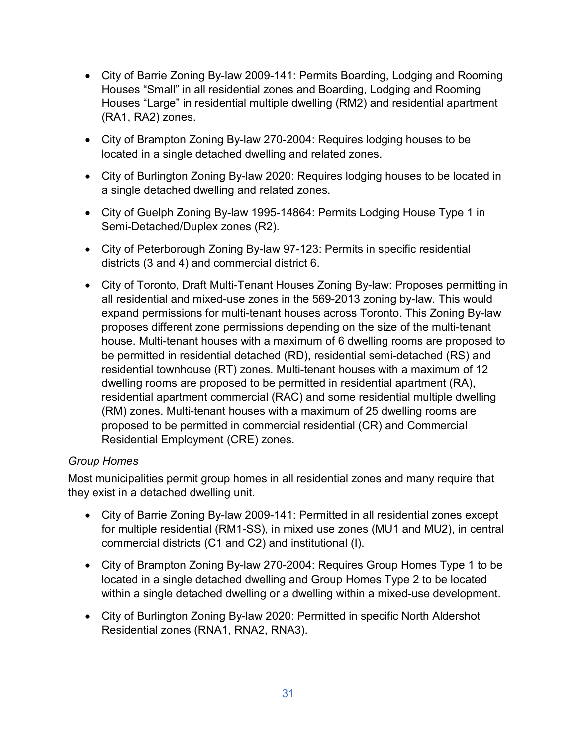- City of Barrie Zoning By-law 2009-141: Permits Boarding, Lodging and Rooming Houses “Small” in all residential zones and Boarding, Lodging and Rooming Houses “Large” in residential multiple dwelling (RM2) and residential apartment (RA1, RA2) zones.
- City of Brampton Zoning By-law 270-2004: Requires lodging houses to be located in a single detached dwelling and related zones.
- City of Burlington Zoning By-law 2020: Requires lodging houses to be located in a single detached dwelling and related zones.
- City of Guelph Zoning By-law 1995-14864: Permits Lodging House Type 1 in Semi-Detached/Duplex zones (R2).
- City of Peterborough Zoning By-law 97-123: Permits in specific residential districts (3 and 4) and commercial district 6.
- City of Toronto, Draft Multi-Tenant Houses Zoning By-law: Proposes permitting in all residential and mixed-use zones in the 569-2013 zoning by-law. This would expand permissions for multi-tenant houses across Toronto. This Zoning By-law proposes different zone permissions depending on the size of the multi-tenant house. Multi-tenant houses with a maximum of 6 dwelling rooms are proposed to be permitted in residential detached (RD), residential semi-detached (RS) and residential townhouse (RT) zones. Multi-tenant houses with a maximum of 12 dwelling rooms are proposed to be permitted in residential apartment (RA), residential apartment commercial (RAC) and some residential multiple dwelling (RM) zones. Multi-tenant houses with a maximum of 25 dwelling rooms are proposed to be permitted in commercial residential (CR) and Commercial Residential Employment (CRE) zones.

*Group Homes*

Most municipalities permit group homes in all residential zones and many require that they exist in a detached dwelling unit.

- City of Barrie Zoning By-law 2009-141: Permitted in all residential zones except for multiple residential (RM1-SS), in mixed use zones (MU1 and MU2), in central commercial districts (C1 and C2) and institutional (I).
- City of Brampton Zoning By-law 270-2004: Requires Group Homes Type 1 to be located in a single detached dwelling and Group Homes Type 2 to be located within a single detached dwelling or a dwelling within a mixed-use development.
- City of Burlington Zoning By-law 2020: Permitted in specific North Aldershot Residential zones (RNA1, RNA2, RNA3).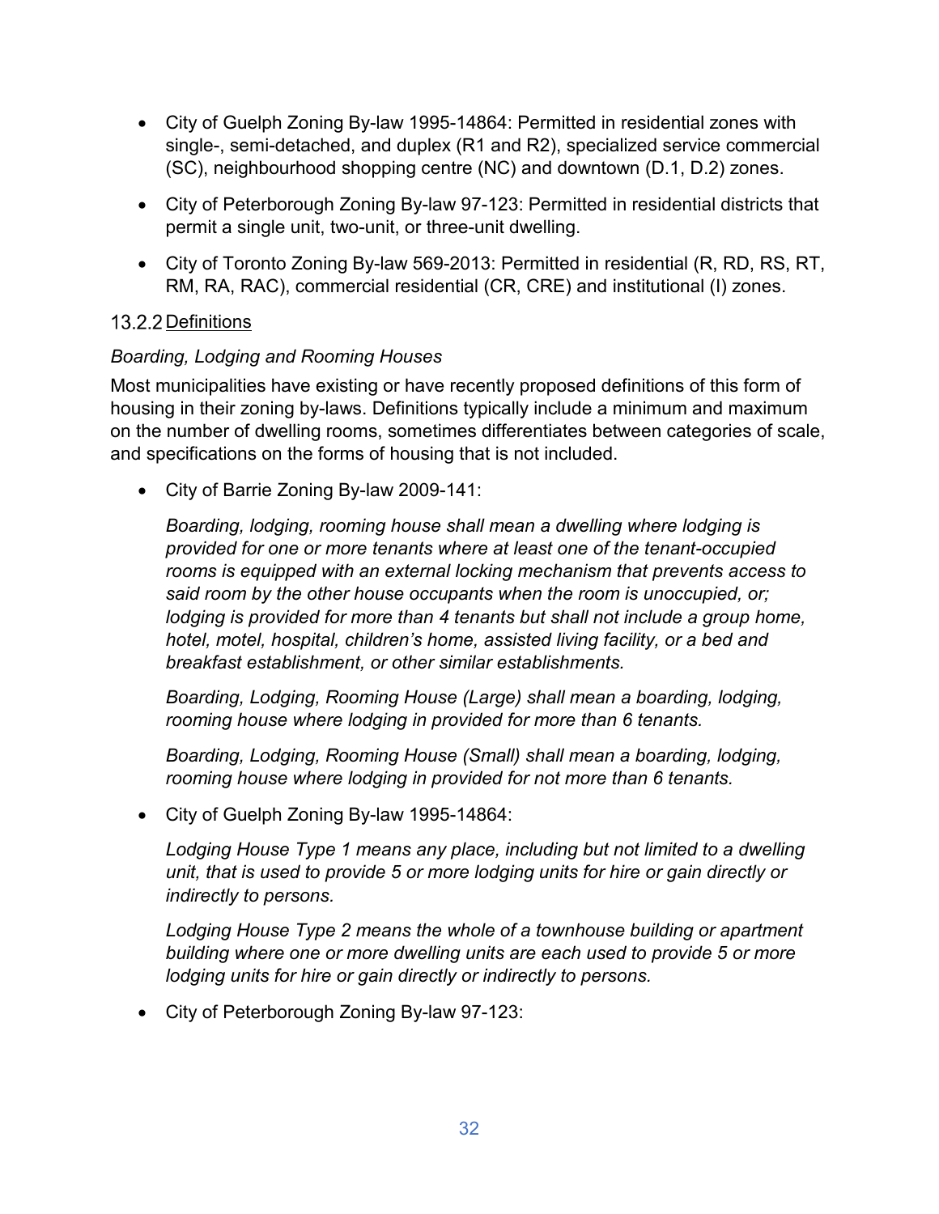- City of Guelph Zoning By-law 1995-14864: Permitted in residential zones with single-, semi-detached, and duplex (R1 and R2), specialized service commercial (SC), neighbourhood shopping centre (NC) and downtown (D.1, D.2) zones.
- City of Peterborough Zoning By-law 97-123: Permitted in residential districts that permit a single unit, two-unit, or three-unit dwelling.
- City of Toronto Zoning By-law 569-2013: Permitted in residential (R, RD, RS, RT, RM, RA, RAC), commercial residential (CR, CRE) and institutional (I) zones.

### 13.2.2 Definitions

*Boarding, Lodging and Rooming Houses*

Most municipalities have existing or have recently proposed definitions of this form of housing in their zoning by-laws. Definitions typically include a minimum and maximum on the number of dwelling rooms, sometimes differentiates between categories of scale, and specifications on the forms of housing that is not included.

- City of Barrie Zoning By-law 2009-141:

  *Boarding, lodging, rooming house shall mean a dwelling where lodging is provided for one or more tenants where at least one of the tenant-occupied rooms is equipped with an external locking mechanism that prevents access to said room by the other house occupants when the room is unoccupied, or; lodging is provided for more than 4 tenants but shall not include a group home, hotel, motel, hospital, children's home, assisted living facility, or a bed and breakfast establishment, or other similar establishments.*

  *Boarding, Lodging, Rooming House (Large) shall mean a boarding, lodging, rooming house where lodging in provided for more than 6 tenants.*

  *Boarding, Lodging, Rooming House (Small) shall mean a boarding, lodging, rooming house where lodging in provided for not more than 6 tenants.*

- City of Guelph Zoning By-law 1995-14864:

  *Lodging House Type 1 means any place, including but not limited to a dwelling unit, that is used to provide 5 or more lodging units for hire or gain directly or indirectly to persons.*

  *Lodging House Type 2 means the whole of a townhouse building or apartment building where one or more dwelling units are each used to provide 5 or more lodging units for hire or gain directly or indirectly to persons.*

- City of Peterborough Zoning By-law 97-123: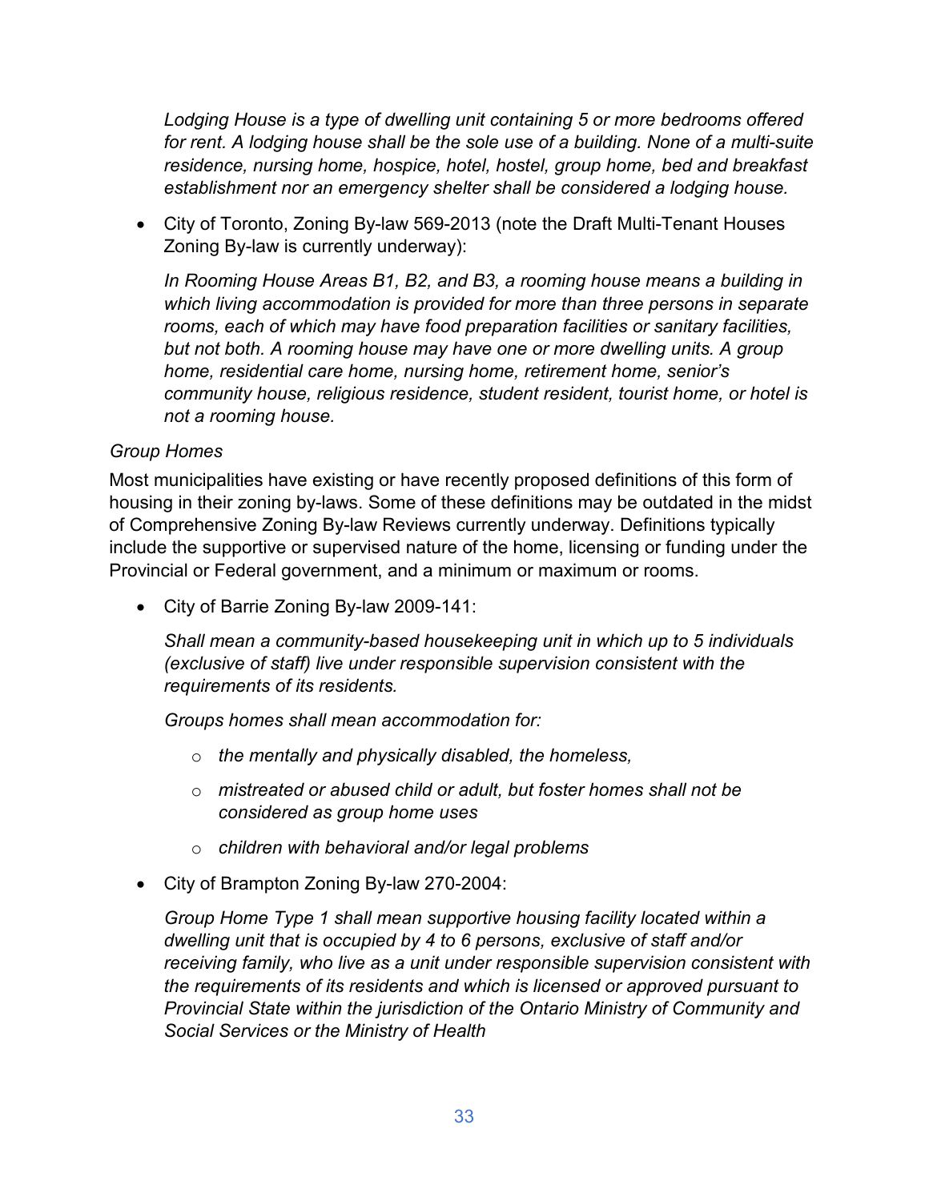*Lodging House is a type of dwelling unit containing 5 or more bedrooms offered for rent. A lodging house shall be the sole use of a building. None of a multi-suite residence, nursing home, hospice, hotel, hostel, group home, bed and breakfast establishment nor an emergency shelter shall be considered a lodging house.*

- City of Toronto, Zoning By-law 569-2013 (note the Draft Multi-Tenant Houses Zoning By-law is currently underway):

  *In Rooming House Areas B1, B2, and B3, a rooming house means a building in which living accommodation is provided for more than three persons in separate rooms, each of which may have food preparation facilities or sanitary facilities, but not both. A rooming house may have one or more dwelling units. A group home, residential care home, nursing home, retirement home, senior's community house, religious residence, student resident, tourist home, or hotel is not a rooming house.*

*Group Homes*

Most municipalities have existing or have recently proposed definitions of this form of housing in their zoning by-laws. Some of these definitions may be outdated in the midst of Comprehensive Zoning By-law Reviews currently underway. Definitions typically include the supportive or supervised nature of the home, licensing or funding under the Provincial or Federal government, and a minimum or maximum or rooms.

- City of Barrie Zoning By-law 2009-141:

  *Shall mean a community-based housekeeping unit in which up to 5 individuals (exclusive of staff) live under responsible supervision consistent with the requirements of its residents.*

  *Groups homes shall mean accommodation for:*

  - *the mentally and physically disabled, the homeless,*
  - *mistreated or abused child or adult, but foster homes shall not be considered as group home uses*
  - *children with behavioral and/or legal problems*

- City of Brampton Zoning By-law 270-2004:

  *Group Home Type 1 shall mean supportive housing facility located within a dwelling unit that is occupied by 4 to 6 persons, exclusive of staff and/or receiving family, who live as a unit under responsible supervision consistent with the requirements of its residents and which is licensed or approved pursuant to Provincial State within the jurisdiction of the Ontario Ministry of Community and Social Services or the Ministry of Health*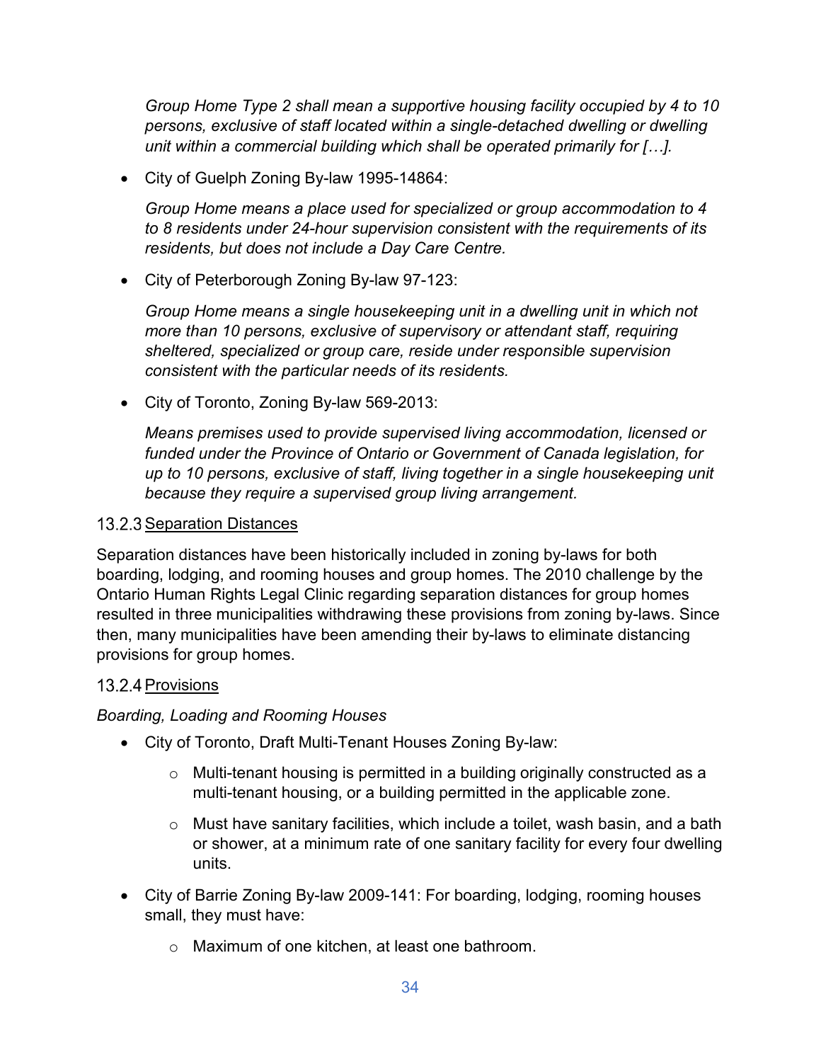*Group Home Type 2 shall mean a supportive housing facility occupied by 4 to 10 persons, exclusive of staff located within a single-detached dwelling or dwelling unit within a commercial building which shall be operated primarily for […].*

- City of Guelph Zoning By-law 1995-14864:

  *Group Home means a place used for specialized or group accommodation to 4 to 8 residents under 24-hour supervision consistent with the requirements of its residents, but does not include a Day Care Centre.*

- City of Peterborough Zoning By-law 97-123:

  *Group Home means a single housekeeping unit in a dwelling unit in which not more than 10 persons, exclusive of supervisory or attendant staff, requiring sheltered, specialized or group care, reside under responsible supervision consistent with the particular needs of its residents.*

- City of Toronto, Zoning By-law 569-2013:

  *Means premises used to provide supervised living accommodation, licensed or funded under the Province of Ontario or Government of Canada legislation, for up to 10 persons, exclusive of staff, living together in a single housekeeping unit because they require a supervised group living arrangement.*

### 13.2.3 Separation Distances

Separation distances have been historically included in zoning by-laws for both boarding, lodging, and rooming houses and group homes. The 2010 challenge by the Ontario Human Rights Legal Clinic regarding separation distances for group homes resulted in three municipalities withdrawing these provisions from zoning by-laws. Since then, many municipalities have been amending their by-laws to eliminate distancing provisions for group homes.

### 13.2.4 Provisions

*Boarding, Loading and Rooming Houses*

- City of Toronto, Draft Multi-Tenant Houses Zoning By-law:
  - Multi-tenant housing is permitted in a building originally constructed as a multi-tenant housing, or a building permitted in the applicable zone.
  - Must have sanitary facilities, which include a toilet, wash basin, and a bath or shower, at a minimum rate of one sanitary facility for every four dwelling units.
- City of Barrie Zoning By-law 2009-141: For boarding, lodging, rooming houses small, they must have:
  - Maximum of one kitchen, at least one bathroom.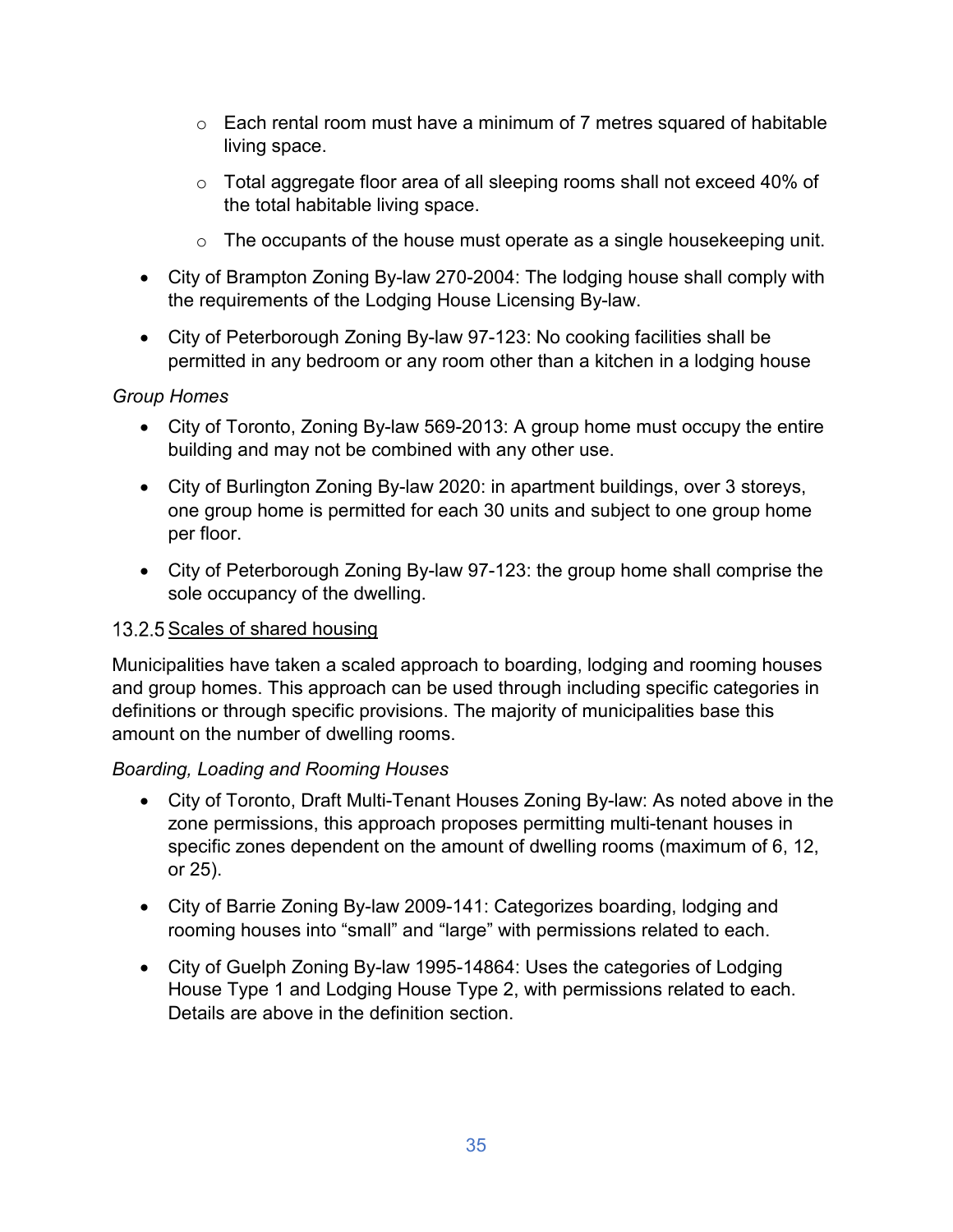- Each rental room must have a minimum of 7 metres squared of habitable living space.
- Total aggregate floor area of all sleeping rooms shall not exceed 40% of the total habitable living space.
- The occupants of the house must operate as a single housekeeping unit.

- City of Brampton Zoning By-law 270-2004: The lodging house shall comply with the requirements of the Lodging House Licensing By-law.
- City of Peterborough Zoning By-law 97-123: No cooking facilities shall be permitted in any bedroom or any room other than a kitchen in a lodging house

*Group Homes*

- City of Toronto, Zoning By-law 569-2013: A group home must occupy the entire building and may not be combined with any other use.
- City of Burlington Zoning By-law 2020: in apartment buildings, over 3 storeys, one group home is permitted for each 30 units and subject to one group home per floor.
- City of Peterborough Zoning By-law 97-123: the group home shall comprise the sole occupancy of the dwelling.

### 13.2.5 Scales of shared housing

Municipalities have taken a scaled approach to boarding, lodging and rooming houses and group homes. This approach can be used through including specific categories in definitions or through specific provisions. The majority of municipalities base this amount on the number of dwelling rooms.

*Boarding, Loading and Rooming Houses*

- City of Toronto, Draft Multi-Tenant Houses Zoning By-law: As noted above in the zone permissions, this approach proposes permitting multi-tenant houses in specific zones dependent on the amount of dwelling rooms (maximum of 6, 12, or 25).
- City of Barrie Zoning By-law 2009-141: Categorizes boarding, lodging and rooming houses into "small" and "large" with permissions related to each.
- City of Guelph Zoning By-law 1995-14864: Uses the categories of Lodging House Type 1 and Lodging House Type 2, with permissions related to each. Details are above in the definition section.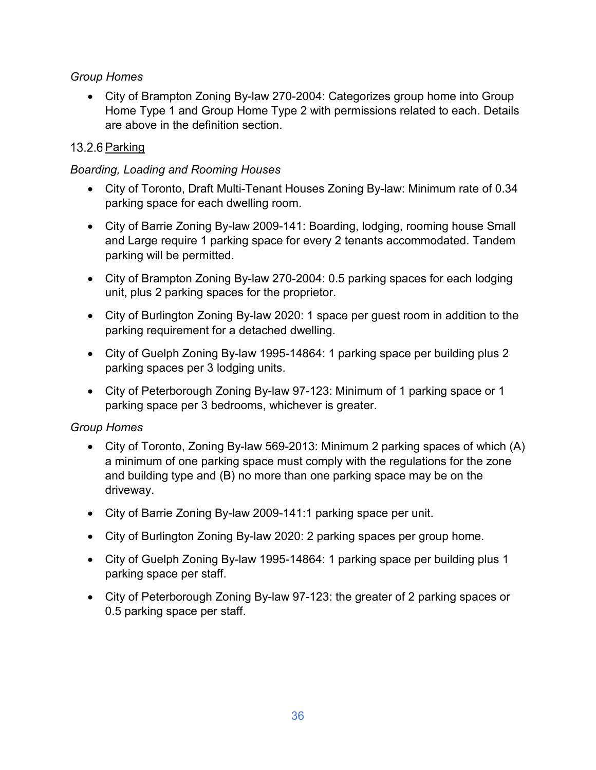*Group Homes*

- City of Brampton Zoning By-law 270-2004: Categorizes group home into Group Home Type 1 and Group Home Type 2 with permissions related to each. Details are above in the definition section.

### 13.2.6 Parking

*Boarding, Loading and Rooming Houses*

- City of Toronto, Draft Multi-Tenant Houses Zoning By-law: Minimum rate of 0.34 parking space for each dwelling room.
- City of Barrie Zoning By-law 2009-141: Boarding, lodging, rooming house Small and Large require 1 parking space for every 2 tenants accommodated. Tandem parking will be permitted.
- City of Brampton Zoning By-law 270-2004: 0.5 parking spaces for each lodging unit, plus 2 parking spaces for the proprietor.
- City of Burlington Zoning By-law 2020: 1 space per guest room in addition to the parking requirement for a detached dwelling.
- City of Guelph Zoning By-law 1995-14864: 1 parking space per building plus 2 parking spaces per 3 lodging units.
- City of Peterborough Zoning By-law 97-123: Minimum of 1 parking space or 1 parking space per 3 bedrooms, whichever is greater.

*Group Homes*

- City of Toronto, Zoning By-law 569-2013: Minimum 2 parking spaces of which (A) a minimum of one parking space must comply with the regulations for the zone and building type and (B) no more than one parking space may be on the driveway.
- City of Barrie Zoning By-law 2009-141:1 parking space per unit.
- City of Burlington Zoning By-law 2020: 2 parking spaces per group home.
- City of Guelph Zoning By-law 1995-14864: 1 parking space per building plus 1 parking space per staff.
- City of Peterborough Zoning By-law 97-123: the greater of 2 parking spaces or 0.5 parking space per staff.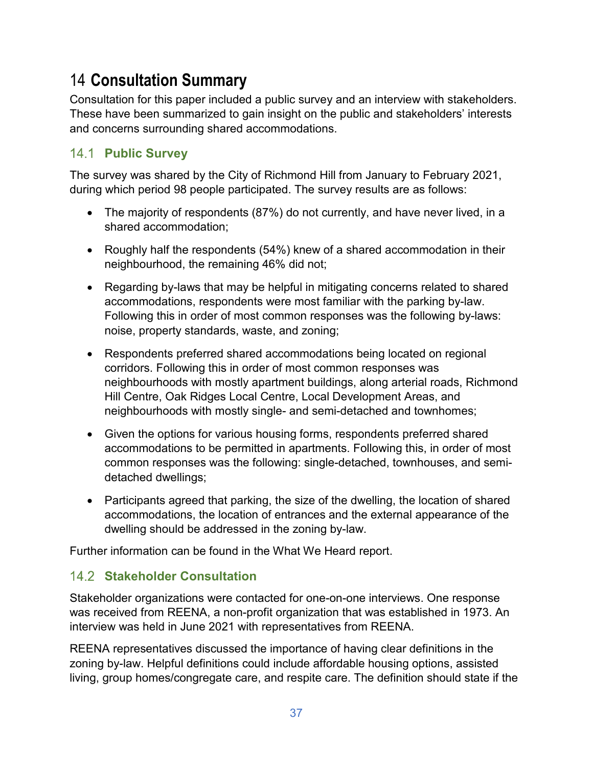# 14 Consultation Summary

Consultation for this paper included a public survey and an interview with stakeholders. These have been summarized to gain insight on the public and stakeholders' interests and concerns surrounding shared accommodations.

## 14.1 Public Survey

The survey was shared by the City of Richmond Hill from January to February 2021, during which period 98 people participated. The survey results are as follows:

- The majority of respondents (87%) do not currently, and have never lived, in a shared accommodation;
- Roughly half the respondents (54%) knew of a shared accommodation in their neighbourhood, the remaining 46% did not;
- Regarding by-laws that may be helpful in mitigating concerns related to shared accommodations, respondents were most familiar with the parking by-law. Following this in order of most common responses was the following by-laws: noise, property standards, waste, and zoning;
- Respondents preferred shared accommodations being located on regional corridors. Following this in order of most common responses was neighbourhoods with mostly apartment buildings, along arterial roads, Richmond Hill Centre, Oak Ridges Local Centre, Local Development Areas, and neighbourhoods with mostly single- and semi-detached and townhomes;
- Given the options for various housing forms, respondents preferred shared accommodations to be permitted in apartments. Following this, in order of most common responses was the following: single-detached, townhouses, and semi-detached dwellings;
- Participants agreed that parking, the size of the dwelling, the location of shared accommodations, the location of entrances and the external appearance of the dwelling should be addressed in the zoning by-law.

Further information can be found in the What We Heard report.

## 14.2 Stakeholder Consultation

Stakeholder organizations were contacted for one-on-one interviews. One response was received from REENA, a non-profit organization that was established in 1973. An interview was held in June 2021 with representatives from REENA.

REENA representatives discussed the importance of having clear definitions in the zoning by-law. Helpful definitions could include affordable housing options, assisted living, group homes/congregate care, and respite care. The definition should state if the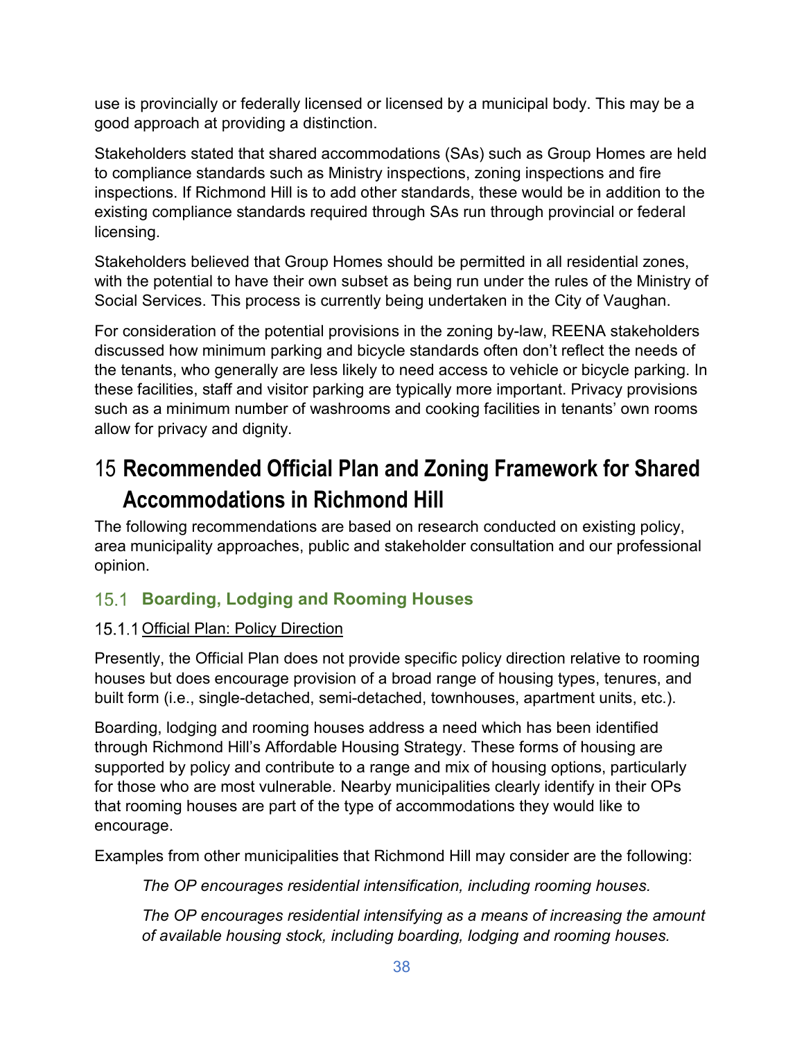use is provincially or federally licensed or licensed by a municipal body. This may be a good approach at providing a distinction.

Stakeholders stated that shared accommodations (SAs) such as Group Homes are held to compliance standards such as Ministry inspections, zoning inspections and fire inspections. If Richmond Hill is to add other standards, these would be in addition to the existing compliance standards required through SAs run through provincial or federal licensing.

Stakeholders believed that Group Homes should be permitted in all residential zones, with the potential to have their own subset as being run under the rules of the Ministry of Social Services. This process is currently being undertaken in the City of Vaughan.

For consideration of the potential provisions in the zoning by-law, REENA stakeholders discussed how minimum parking and bicycle standards often don't reflect the needs of the tenants, who generally are less likely to need access to vehicle or bicycle parking. In these facilities, staff and visitor parking are typically more important. Privacy provisions such as a minimum number of washrooms and cooking facilities in tenants' own rooms allow for privacy and dignity.

# 15 Recommended Official Plan and Zoning Framework for Shared Accommodations in Richmond Hill

The following recommendations are based on research conducted on existing policy, area municipality approaches, public and stakeholder consultation and our professional opinion.

## 15.1 Boarding, Lodging and Rooming Houses

### 15.1.1 Official Plan: Policy Direction

Presently, the Official Plan does not provide specific policy direction relative to rooming houses but does encourage provision of a broad range of housing types, tenures, and built form (i.e., single-detached, semi-detached, townhouses, apartment units, etc.).

Boarding, lodging and rooming houses address a need which has been identified through Richmond Hill's Affordable Housing Strategy. These forms of housing are supported by policy and contribute to a range and mix of housing options, particularly for those who are most vulnerable. Nearby municipalities clearly identify in their OPs that rooming houses are part of the type of accommodations they would like to encourage.

Examples from other municipalities that Richmond Hill may consider are the following:

> *The OP encourages residential intensification, including rooming houses.*
>
> *The OP encourages residential intensifying as a means of increasing the amount of available housing stock, including boarding, lodging and rooming houses.*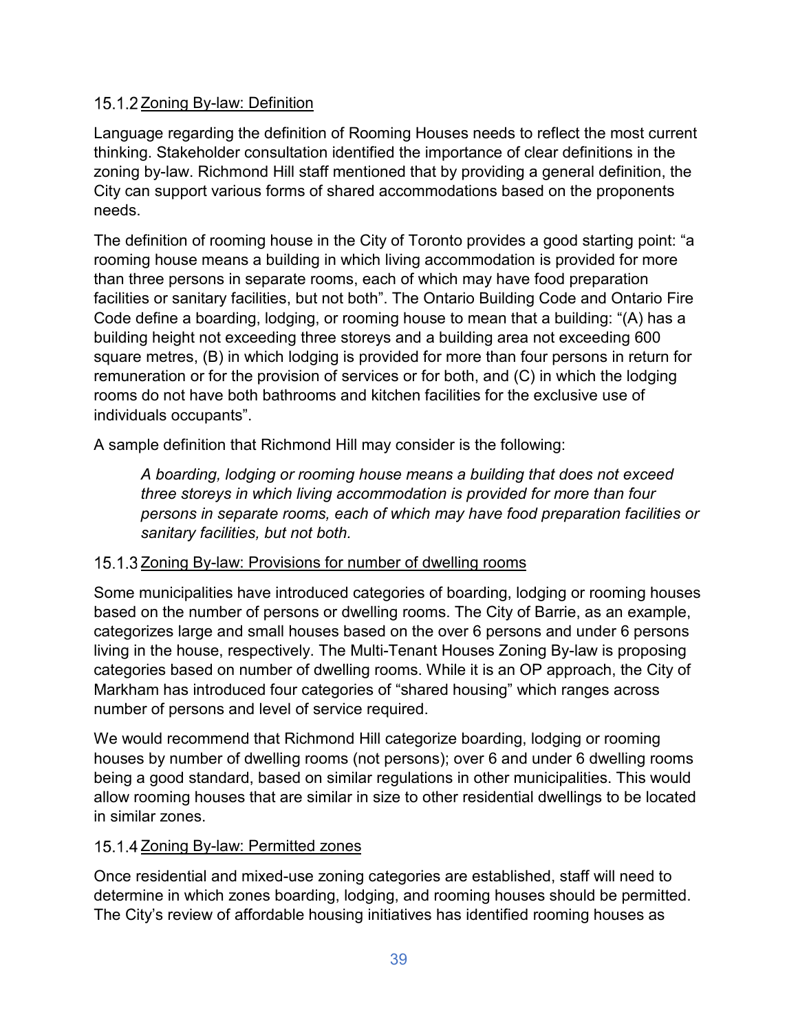### 15.1.2 Zoning By-law: Definition

Language regarding the definition of Rooming Houses needs to reflect the most current thinking. Stakeholder consultation identified the importance of clear definitions in the zoning by-law. Richmond Hill staff mentioned that by providing a general definition, the City can support various forms of shared accommodations based on the proponents needs.

The definition of rooming house in the City of Toronto provides a good starting point: "a rooming house means a building in which living accommodation is provided for more than three persons in separate rooms, each of which may have food preparation facilities or sanitary facilities, but not both". The Ontario Building Code and Ontario Fire Code define a boarding, lodging, or rooming house to mean that a building: "(A) has a building height not exceeding three storeys and a building area not exceeding 600 square metres, (B) in which lodging is provided for more than four persons in return for remuneration or for the provision of services or for both, and (C) in which the lodging rooms do not have both bathrooms and kitchen facilities for the exclusive use of individuals occupants".

A sample definition that Richmond Hill may consider is the following:

> *A boarding, lodging or rooming house means a building that does not exceed three storeys in which living accommodation is provided for more than four persons in separate rooms, each of which may have food preparation facilities or sanitary facilities, but not both.*

### 15.1.3 Zoning By-law: Provisions for number of dwelling rooms

Some municipalities have introduced categories of boarding, lodging or rooming houses based on the number of persons or dwelling rooms. The City of Barrie, as an example, categorizes large and small houses based on the over 6 persons and under 6 persons living in the house, respectively. The Multi-Tenant Houses Zoning By-law is proposing categories based on number of dwelling rooms. While it is an OP approach, the City of Markham has introduced four categories of "shared housing" which ranges across number of persons and level of service required.

We would recommend that Richmond Hill categorize boarding, lodging or rooming houses by number of dwelling rooms (not persons); over 6 and under 6 dwelling rooms being a good standard, based on similar regulations in other municipalities. This would allow rooming houses that are similar in size to other residential dwellings to be located in similar zones.

### 15.1.4 Zoning By-law: Permitted zones

Once residential and mixed-use zoning categories are established, staff will need to determine in which zones boarding, lodging, and rooming houses should be permitted. The City's review of affordable housing initiatives has identified rooming houses as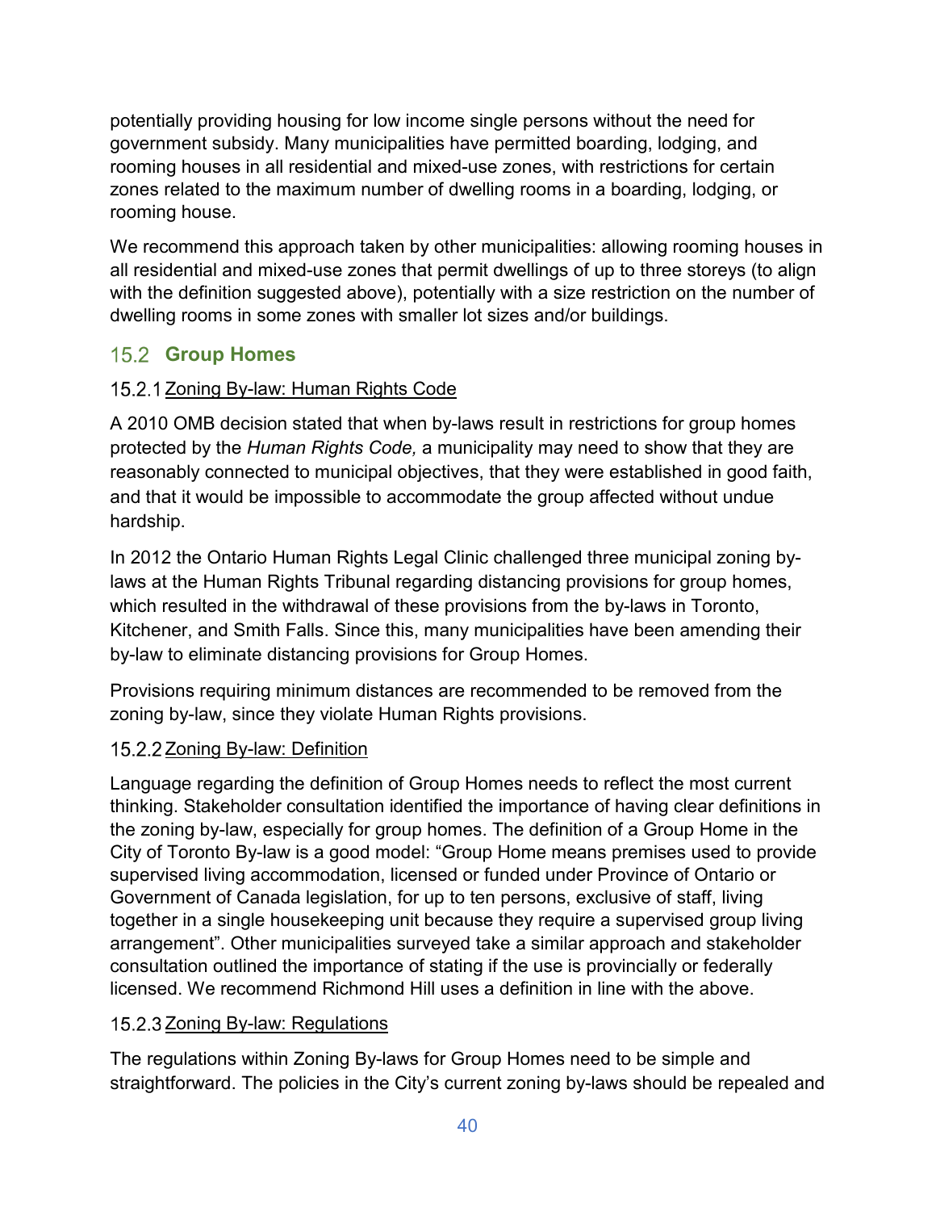potentially providing housing for low income single persons without the need for government subsidy. Many municipalities have permitted boarding, lodging, and rooming houses in all residential and mixed-use zones, with restrictions for certain zones related to the maximum number of dwelling rooms in a boarding, lodging, or rooming house.

We recommend this approach taken by other municipalities: allowing rooming houses in all residential and mixed-use zones that permit dwellings of up to three storeys (to align with the definition suggested above), potentially with a size restriction on the number of dwelling rooms in some zones with smaller lot sizes and/or buildings.

## 15.2 Group Homes

### 15.2.1 Zoning By-law: Human Rights Code

A 2010 OMB decision stated that when by-laws result in restrictions for group homes protected by the *Human Rights Code,* a municipality may need to show that they are reasonably connected to municipal objectives, that they were established in good faith, and that it would be impossible to accommodate the group affected without undue hardship.

In 2012 the Ontario Human Rights Legal Clinic challenged three municipal zoning by-laws at the Human Rights Tribunal regarding distancing provisions for group homes, which resulted in the withdrawal of these provisions from the by-laws in Toronto, Kitchener, and Smith Falls. Since this, many municipalities have been amending their by-law to eliminate distancing provisions for Group Homes.

Provisions requiring minimum distances are recommended to be removed from the zoning by-law, since they violate Human Rights provisions.

### 15.2.2 Zoning By-law: Definition

Language regarding the definition of Group Homes needs to reflect the most current thinking. Stakeholder consultation identified the importance of having clear definitions in the zoning by-law, especially for group homes. The definition of a Group Home in the City of Toronto By-law is a good model: "Group Home means premises used to provide supervised living accommodation, licensed or funded under Province of Ontario or Government of Canada legislation, for up to ten persons, exclusive of staff, living together in a single housekeeping unit because they require a supervised group living arrangement". Other municipalities surveyed take a similar approach and stakeholder consultation outlined the importance of stating if the use is provincially or federally licensed. We recommend Richmond Hill uses a definition in line with the above.

### 15.2.3 Zoning By-law: Regulations

The regulations within Zoning By-laws for Group Homes need to be simple and straightforward. The policies in the City's current zoning by-laws should be repealed and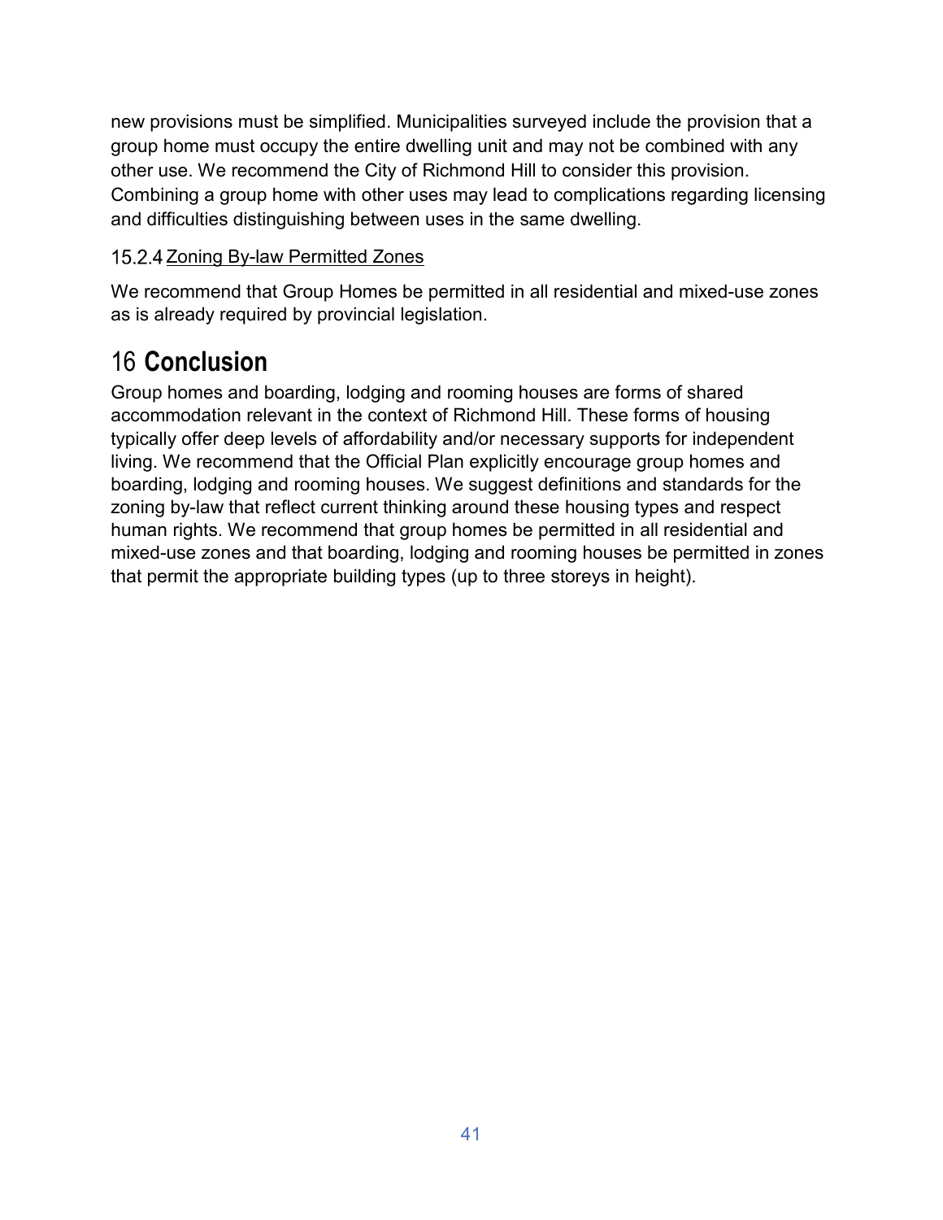new provisions must be simplified. Municipalities surveyed include the provision that a group home must occupy the entire dwelling unit and may not be combined with any other use. We recommend the City of Richmond Hill to consider this provision. Combining a group home with other uses may lead to complications regarding licensing and difficulties distinguishing between uses in the same dwelling.

#### 15.2.4 Zoning By-law Permitted Zones

We recommend that Group Homes be permitted in all residential and mixed-use zones as is already required by provincial legislation.

# 16 Conclusion

Group homes and boarding, lodging and rooming houses are forms of shared accommodation relevant in the context of Richmond Hill. These forms of housing typically offer deep levels of affordability and/or necessary supports for independent living. We recommend that the Official Plan explicitly encourage group homes and boarding, lodging and rooming houses. We suggest definitions and standards for the zoning by-law that reflect current thinking around these housing types and respect human rights. We recommend that group homes be permitted in all residential and mixed-use zones and that boarding, lodging and rooming houses be permitted in zones that permit the appropriate building types (up to three storeys in height).